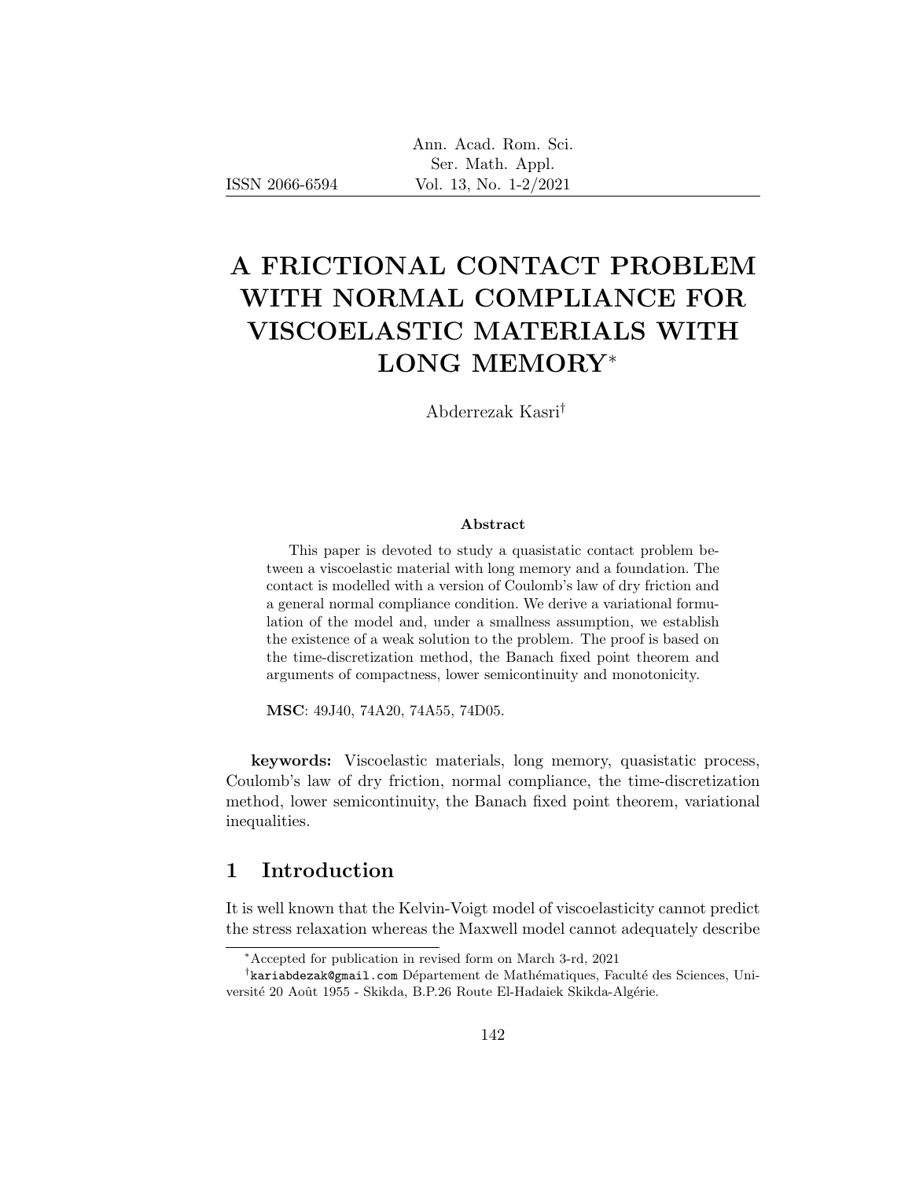# A FRICTIONAL CONTACT PROBLEM WITH NORMAL COMPLIANCE FOR VISCOELASTIC MATERIALS WITH LONG MEMORY[*]

Abderrezak Kasri[†]

**Abstract**

This paper is devoted to study a quasistatic contact problem between a viscoelastic material with long memory and a foundation. The contact is modelled with a version of Coulomb's law of dry friction and a general normal compliance condition. We derive a variational formulation of the model and, under a smallness assumption, we establish the existence of a weak solution to the problem. The proof is based on the time-discretization method, the Banach fixed point theorem and arguments of compactness, lower semicontinuity and monotonicity.

**MSC**: 49J40, 74A20, 74A55, 74D05.

**keywords:** Viscoelastic materials, long memory, quasistatic process, Coulomb's law of dry friction, normal compliance, the time-discretization method, lower semicontinuity, the Banach fixed point theorem, variational inequalities.

## 1 Introduction

It is well known that the Kelvin-Voigt model of viscoelasticity cannot predict the stress relaxation whereas the Maxwell model cannot adequately describe

---

[*] Accepted for publication in revised form on March 3-rd, 2021

[†] kariabdezak@gmail.com Département de Mathématiques, Faculté des Sciences, Université 20 Août 1955 - Skikda, B.P.26 Route El-Hadaiek Skikda-Algérie.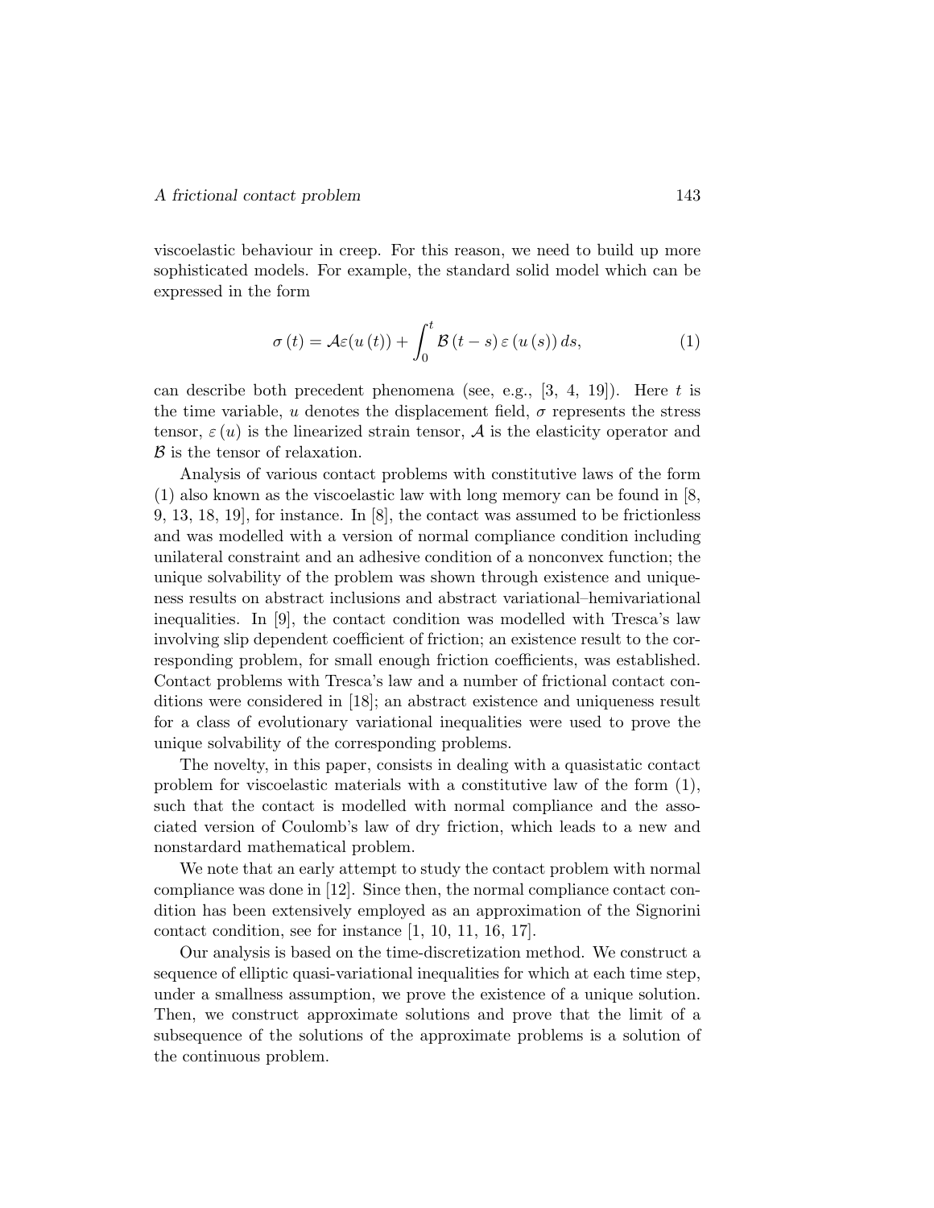viscoelastic behaviour in creep. For this reason, we need to build up more sophisticated models. For example, the standard solid model which can be expressed in the form

$$\sigma(t) = \mathcal{A}\varepsilon(u(t)) + \int_0^t \mathcal{B}(t-s)\,\varepsilon(u(s))\,ds, \tag{1}$$

can describe both precedent phenomena (see, e.g., [3, 4, 19]). Here $t$ is the time variable, $u$ denotes the displacement field, $\sigma$ represents the stress tensor, $\varepsilon(u)$ is the linearized strain tensor, $\mathcal{A}$ is the elasticity operator and $\mathcal{B}$ is the tensor of relaxation.

Analysis of various contact problems with constitutive laws of the form (1) also known as the viscoelastic law with long memory can be found in [8, 9, 13, 18, 19], for instance. In [8], the contact was assumed to be frictionless and was modelled with a version of normal compliance condition including unilateral constraint and an adhesive condition of a nonconvex function; the unique solvability of the problem was shown through existence and uniqueness results on abstract inclusions and abstract variational–hemivariational inequalities. In [9], the contact condition was modelled with Tresca's law involving slip dependent coefficient of friction; an existence result to the corresponding problem, for small enough friction coefficients, was established. Contact problems with Tresca's law and a number of frictional contact conditions were considered in [18]; an abstract existence and uniqueness result for a class of evolutionary variational inequalities were used to prove the unique solvability of the corresponding problems.

The novelty, in this paper, consists in dealing with a quasistatic contact problem for viscoelastic materials with a constitutive law of the form (1), such that the contact is modelled with normal compliance and the associated version of Coulomb's law of dry friction, which leads to a new and nonstardard mathematical problem.

We note that an early attempt to study the contact problem with normal compliance was done in [12]. Since then, the normal compliance contact condition has been extensively employed as an approximation of the Signorini contact condition, see for instance [1, 10, 11, 16, 17].

Our analysis is based on the time-discretization method. We construct a sequence of elliptic quasi-variational inequalities for which at each time step, under a smallness assumption, we prove the existence of a unique solution. Then, we construct approximate solutions and prove that the limit of a subsequence of the solutions of the approximate problems is a solution of the continuous problem.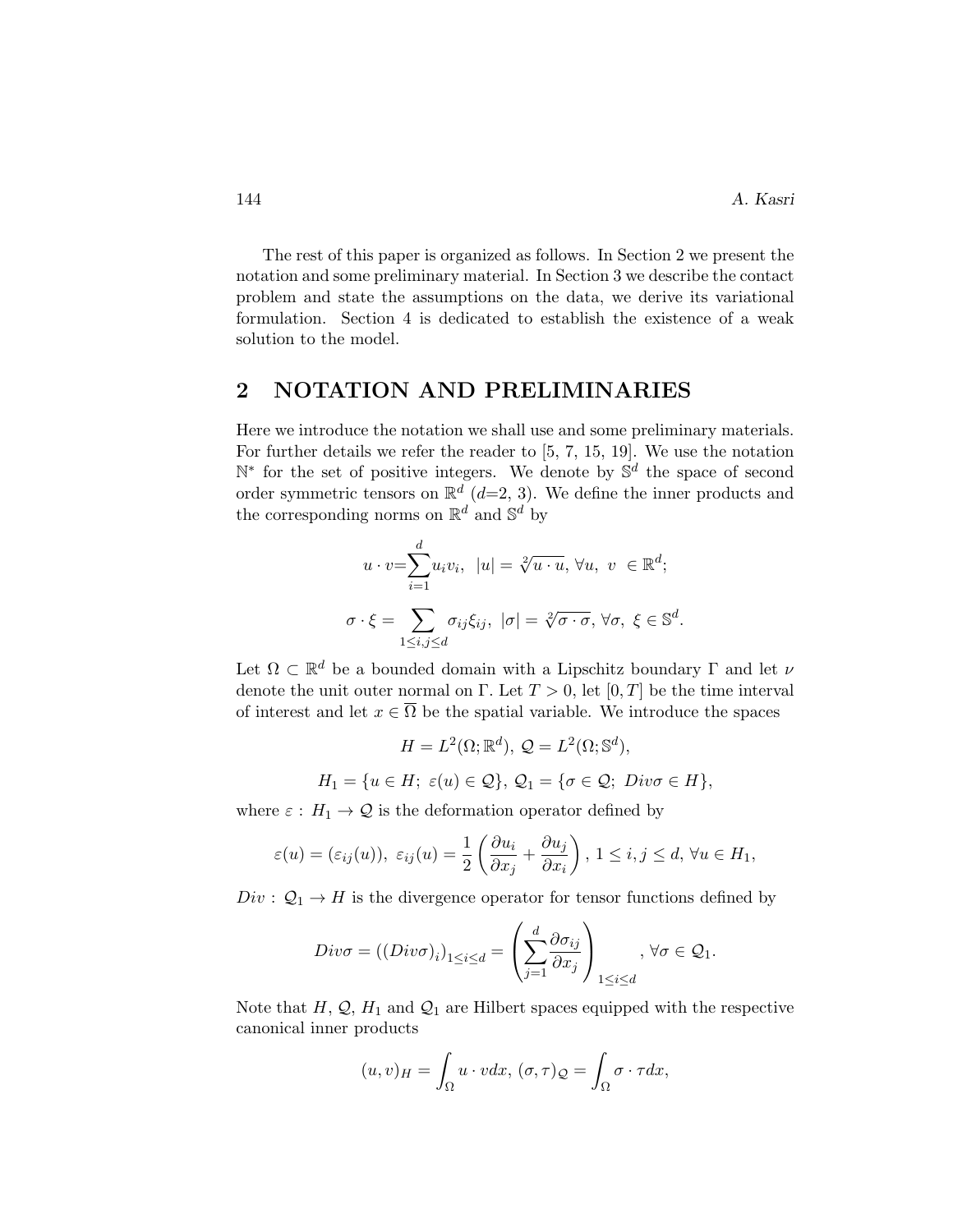The rest of this paper is organized as follows. In Section 2 we present the notation and some preliminary material. In Section 3 we describe the contact problem and state the assumptions on the data, we derive its variational formulation. Section 4 is dedicated to establish the existence of a weak solution to the model.

## 2 NOTATION AND PRELIMINARIES

Here we introduce the notation we shall use and some preliminary materials. For further details we refer the reader to [5, 7, 15, 19]. We use the notation $\mathbb{N}^*$ for the set of positive integers. We denote by $\mathbb{S}^d$ the space of second order symmetric tensors on $\mathbb{R}^d$ ($d$=2, 3). We define the inner products and the corresponding norms on $\mathbb{R}^d$ and $\mathbb{S}^d$ by

$$u \cdot v = \sum_{i=1}^{d} u_i v_i, \;\; |u| = \sqrt[2]{u \cdot u}, \; \forall u, \; v \; \in \mathbb{R}^d;$$

$$\sigma \cdot \xi = \sum_{1 \leq i,j \leq d} \sigma_{ij} \xi_{ij}, \; |\sigma| = \sqrt[2]{\sigma \cdot \sigma}, \; \forall \sigma, \; \xi \in \mathbb{S}^d.$$

Let $\Omega \subset \mathbb{R}^d$ be a bounded domain with a Lipschitz boundary $\Gamma$ and let $\nu$ denote the unit outer normal on $\Gamma$. Let $T > 0$, let $[0, T]$ be the time interval of interest and let $x \in \overline{\Omega}$ be the spatial variable. We introduce the spaces

$$H = L^2(\Omega; \mathbb{R}^d), \; \mathcal{Q} = L^2(\Omega; \mathbb{S}^d),$$

$$H_1 = \{u \in H; \; \varepsilon(u) \in \mathcal{Q}\}, \; \mathcal{Q}_1 = \{\sigma \in \mathcal{Q}; \; Div\sigma \in H\},$$

where $\varepsilon : H_1 \to \mathcal{Q}$ is the deformation operator defined by

$$\varepsilon(u) = (\varepsilon_{ij}(u)), \; \varepsilon_{ij}(u) = \frac{1}{2}\left(\frac{\partial u_i}{\partial x_j} + \frac{\partial u_j}{\partial x_i}\right), \; 1 \leq i, j \leq d, \; \forall u \in H_1,$$

$Div : \mathcal{Q}_1 \to H$ is the divergence operator for tensor functions defined by

$$Div\sigma = ((Div\sigma)_i)_{1 \leq i \leq d} = \left(\sum_{j=1}^{d} \frac{\partial \sigma_{ij}}{\partial x_j}\right)_{1 \leq i \leq d}, \; \forall \sigma \in \mathcal{Q}_1.$$

Note that $H$, $\mathcal{Q}$, $H_1$ and $\mathcal{Q}_1$ are Hilbert spaces equipped with the respective canonical inner products

$$(u, v)_H = \int_\Omega u \cdot v dx, \; (\sigma, \tau)_\mathcal{Q} = \int_\Omega \sigma \cdot \tau dx,$$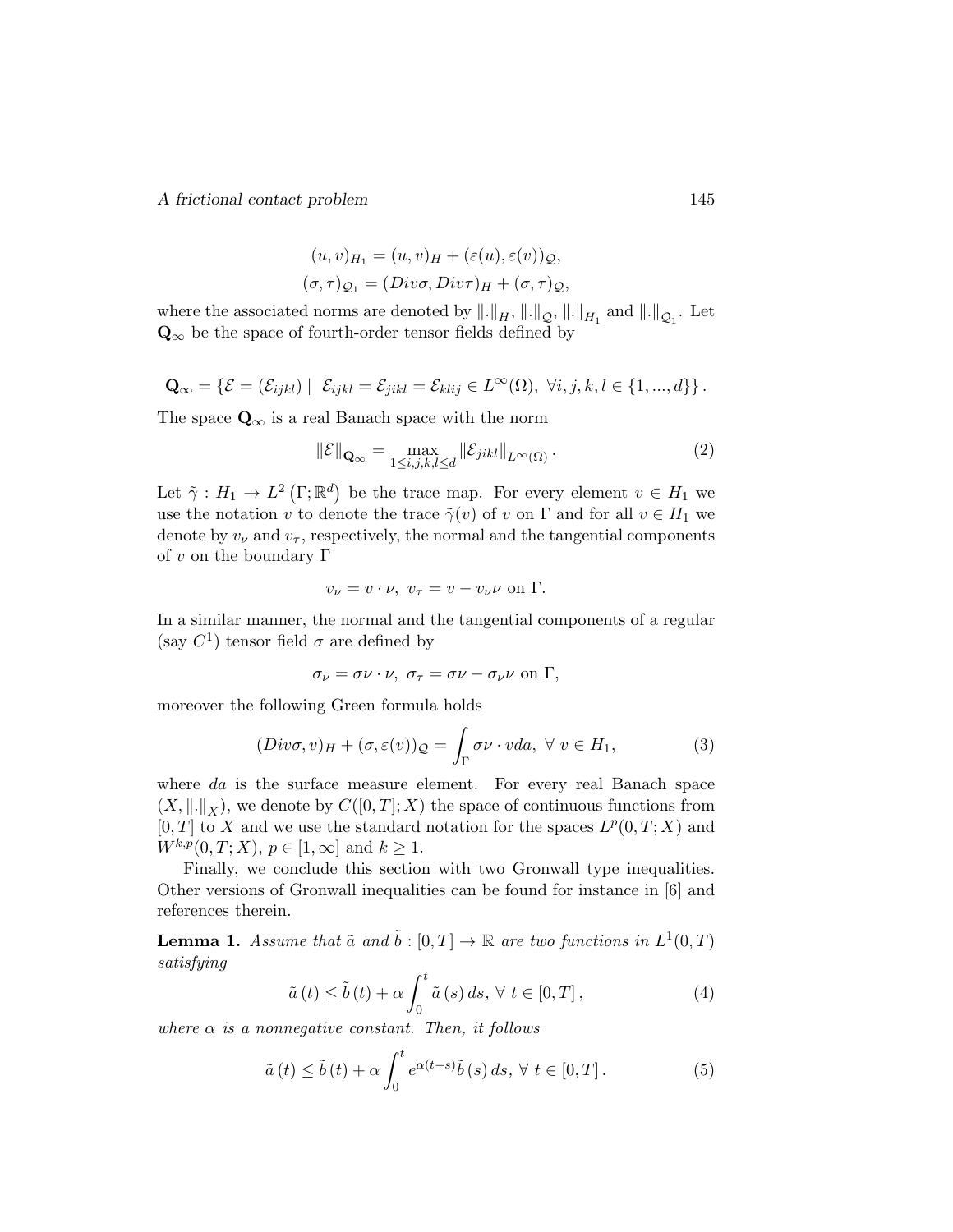$$(u, v)_{H_1} = (u, v)_H + (\varepsilon(u), \varepsilon(v))_{\mathcal{Q}},$$
$$(\sigma, \tau)_{\mathcal{Q}_1} = (Div\sigma, Div\tau)_H + (\sigma, \tau)_{\mathcal{Q}},$$

where the associated norms are denoted by $\|.\|_H$, $\|.\|_{\mathcal{Q}}$, $\|.\|_{H_1}$ and $\|.\|_{\mathcal{Q}_1}$. Let $\mathbf{Q}_\infty$ be the space of fourth-order tensor fields defined by

$$\mathbf{Q}_\infty = \{\mathcal{E} = (\mathcal{E}_{ijkl}) \mid \ \mathcal{E}_{ijkl} = \mathcal{E}_{jikl} = \mathcal{E}_{klij} \in L^\infty(\Omega), \ \forall i, j, k, l \in \{1, ..., d\}\}.$$

The space $\mathbf{Q}_\infty$ is a real Banach space with the norm

$$\|\mathcal{E}\|_{\mathbf{Q}_\infty} = \max_{1 \leq i,j,k,l \leq d} \|\mathcal{E}_{jikl}\|_{L^\infty(\Omega)}. \tag{2}$$

Let $\tilde{\gamma} : H_1 \to L^2(\Gamma; \mathbb{R}^d)$ be the trace map. For every element $v \in H_1$ we use the notation $v$ to denote the trace $\tilde{\gamma}(v)$ of $v$ on $\Gamma$ and for all $v \in H_1$ we denote by $v_\nu$ and $v_\tau$, respectively, the normal and the tangential components of $v$ on the boundary $\Gamma$

$$v_\nu = v \cdot \nu, \ v_\tau = v - v_\nu \nu \text{ on } \Gamma.$$

In a similar manner, the normal and the tangential components of a regular (say $C^1$) tensor field $\sigma$ are defined by

$$\sigma_\nu = \sigma\nu \cdot \nu, \ \sigma_\tau = \sigma\nu - \sigma_\nu \nu \text{ on } \Gamma,$$

moreover the following Green formula holds

$$(Div\sigma, v)_H + (\sigma, \varepsilon(v))_{\mathcal{Q}} = \int_\Gamma \sigma\nu \cdot v da, \ \forall \ v \in H_1, \tag{3}$$

where $da$ is the surface measure element. For every real Banach space $(X, \|.\|_X)$, we denote by $C([0,T]; X)$ the space of continuous functions from $[0,T]$ to $X$ and we use the standard notation for the spaces $L^p(0,T;X)$ and $W^{k,p}(0,T;X)$, $p \in [1, \infty]$ and $k \geq 1$.

Finally, we conclude this section with two Gronwall type inequalities. Other versions of Gronwall inequalities can be found for instance in [6] and references therein.

**Lemma 1.** *Assume that $\tilde{a}$ and $\tilde{b} : [0,T] \to \mathbb{R}$ are two functions in $L^1(0,T)$ satisfying*

$$\tilde{a}(t) \leq \tilde{b}(t) + \alpha \int_0^t \tilde{a}(s)\, ds, \ \forall \ t \in [0,T], \tag{4}$$

*where $\alpha$ is a nonnegative constant. Then, it follows*

$$\tilde{a}(t) \leq \tilde{b}(t) + \alpha \int_0^t e^{\alpha(t-s)} \tilde{b}(s)\, ds, \ \forall \ t \in [0,T]. \tag{5}$$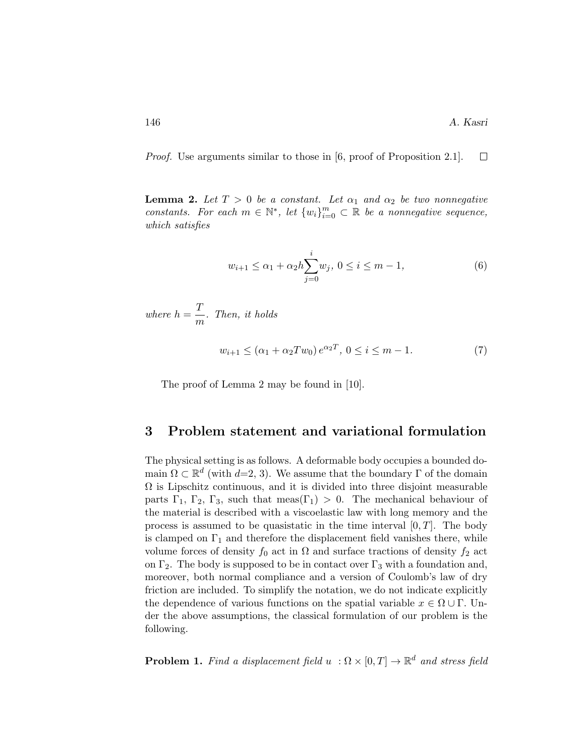*Proof.* Use arguments similar to those in [6, proof of Proposition 2.1]. $\square$

**Lemma 2.** *Let $T > 0$ be a constant. Let $\alpha_1$ and $\alpha_2$ be two nonnegative constants. For each $m \in \mathbb{N}^*$, let $\{w_i\}_{i=0}^m \subset \mathbb{R}$ be a nonnegative sequence, which satisfies*

$$w_{i+1} \leq \alpha_1 + \alpha_2 h \sum_{j=0}^{i} w_j, \; 0 \leq i \leq m-1, \tag{6}$$

*where $h = \dfrac{T}{m}$. Then, it holds*

$$w_{i+1} \leq (\alpha_1 + \alpha_2 T w_0)\, e^{\alpha_2 T}, \; 0 \leq i \leq m-1. \tag{7}$$

The proof of Lemma 2 may be found in [10].

## 3 Problem statement and variational formulation

The physical setting is as follows. A deformable body occupies a bounded domain $\Omega \subset \mathbb{R}^d$ (with $d$=2, 3). We assume that the boundary $\Gamma$ of the domain $\Omega$ is Lipschitz continuous, and it is divided into three disjoint measurable parts $\Gamma_1$, $\Gamma_2$, $\Gamma_3$, such that meas$(\Gamma_1) > 0$. The mechanical behaviour of the material is described with a viscoelastic law with long memory and the process is assumed to be quasistatic in the time interval $[0, T]$. The body is clamped on $\Gamma_1$ and therefore the displacement field vanishes there, while volume forces of density $f_0$ act in $\Omega$ and surface tractions of density $f_2$ act on $\Gamma_2$. The body is supposed to be in contact over $\Gamma_3$ with a foundation and, moreover, both normal compliance and a version of Coulomb's law of dry friction are included. To simplify the notation, we do not indicate explicitly the dependence of various functions on the spatial variable $x \in \Omega \cup \Gamma$. Under the above assumptions, the classical formulation of our problem is the following.

**Problem 1.** *Find a displacement field $u : \Omega \times [0, T] \to \mathbb{R}^d$ and stress field*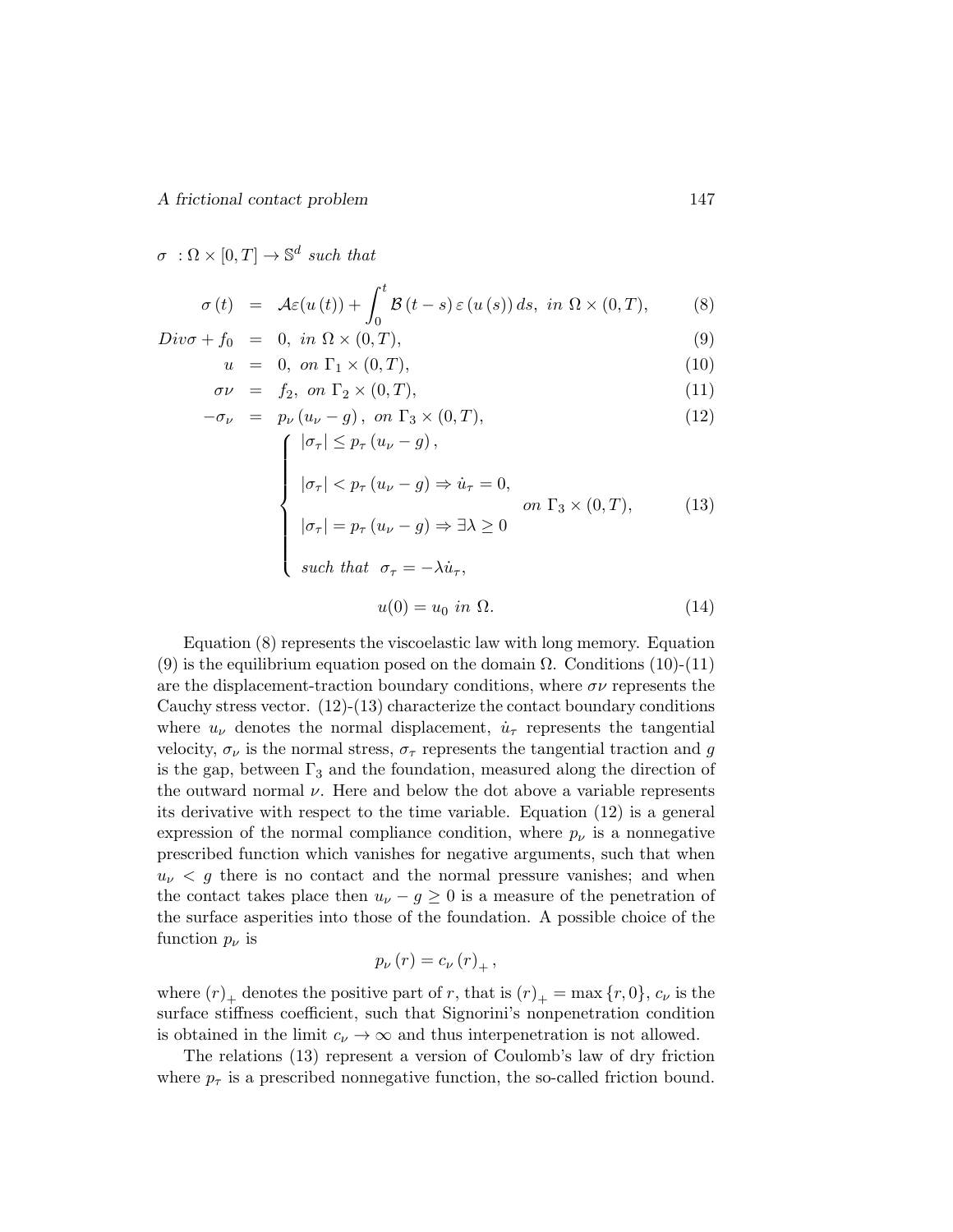$\sigma \ : \Omega \times [0,T] \rightarrow \mathbb{S}^d$ *such that*

$$
\begin{aligned}
\sigma\left(t\right) &= \mathcal{A}\varepsilon(u\left(t\right)) + \int_0^t \mathcal{B}\left(t-s\right)\varepsilon\left(u\left(s\right)\right)ds, \ in \ \Omega \times (0,T), && (8)\\
Div\sigma + f_0 &= 0, \ in \ \Omega \times (0,T), && (9)\\
u &= 0, \ on \ \Gamma_1 \times (0,T), && (10)\\
\sigma\nu &= f_2, \ on \ \Gamma_2 \times (0,T), && (11)\\
-\sigma_\nu &= p_\nu\left(u_\nu - g\right), \ on \ \Gamma_3 \times (0,T), && (12)
\end{aligned}
$$

$$
\left\{
\begin{array}{l}
|\sigma_\tau| \leq p_\tau\left(u_\nu - g\right), \\
\\
|\sigma_\tau| < p_\tau\left(u_\nu - g\right) \Rightarrow \dot{u}_\tau = 0, \\
\\
|\sigma_\tau| = p_\tau\left(u_\nu - g\right) \Rightarrow \exists \lambda \geq 0 \\
\\
such \ that \ \ \sigma_\tau = -\lambda \dot{u}_\tau,
\end{array}
\right.
\quad on \ \Gamma_3 \times (0,T), \qquad (13)
$$

$$
u(0) = u_0 \ in \ \Omega. \qquad (14)
$$

Equation (8) represents the viscoelastic law with long memory. Equation (9) is the equilibrium equation posed on the domain $\Omega$. Conditions (10)-(11) are the displacement-traction boundary conditions, where $\sigma\nu$ represents the Cauchy stress vector. (12)-(13) characterize the contact boundary conditions where $u_\nu$ denotes the normal displacement, $\dot{u}_\tau$ represents the tangential velocity, $\sigma_\nu$ is the normal stress, $\sigma_\tau$ represents the tangential traction and $g$ is the gap, between $\Gamma_3$ and the foundation, measured along the direction of the outward normal $\nu$. Here and below the dot above a variable represents its derivative with respect to the time variable. Equation (12) is a general expression of the normal compliance condition, where $p_\nu$ is a nonnegative prescribed function which vanishes for negative arguments, such that when $u_\nu < g$ there is no contact and the normal pressure vanishes; and when the contact takes place then $u_\nu - g \geq 0$ is a measure of the penetration of the surface asperities into those of the foundation. A possible choice of the function $p_\nu$ is

$$
p_\nu\left(r\right) = c_\nu\left(r\right)_+,
$$

where $(r)_+$ denotes the positive part of $r$, that is $(r)_+ = \max\{r, 0\}$, $c_\nu$ is the surface stiffness coefficient, such that Signorini's nonpenetration condition is obtained in the limit $c_\nu \rightarrow \infty$ and thus interpenetration is not allowed.

The relations (13) represent a version of Coulomb's law of dry friction where $p_\tau$ is a prescribed nonnegative function, the so-called friction bound.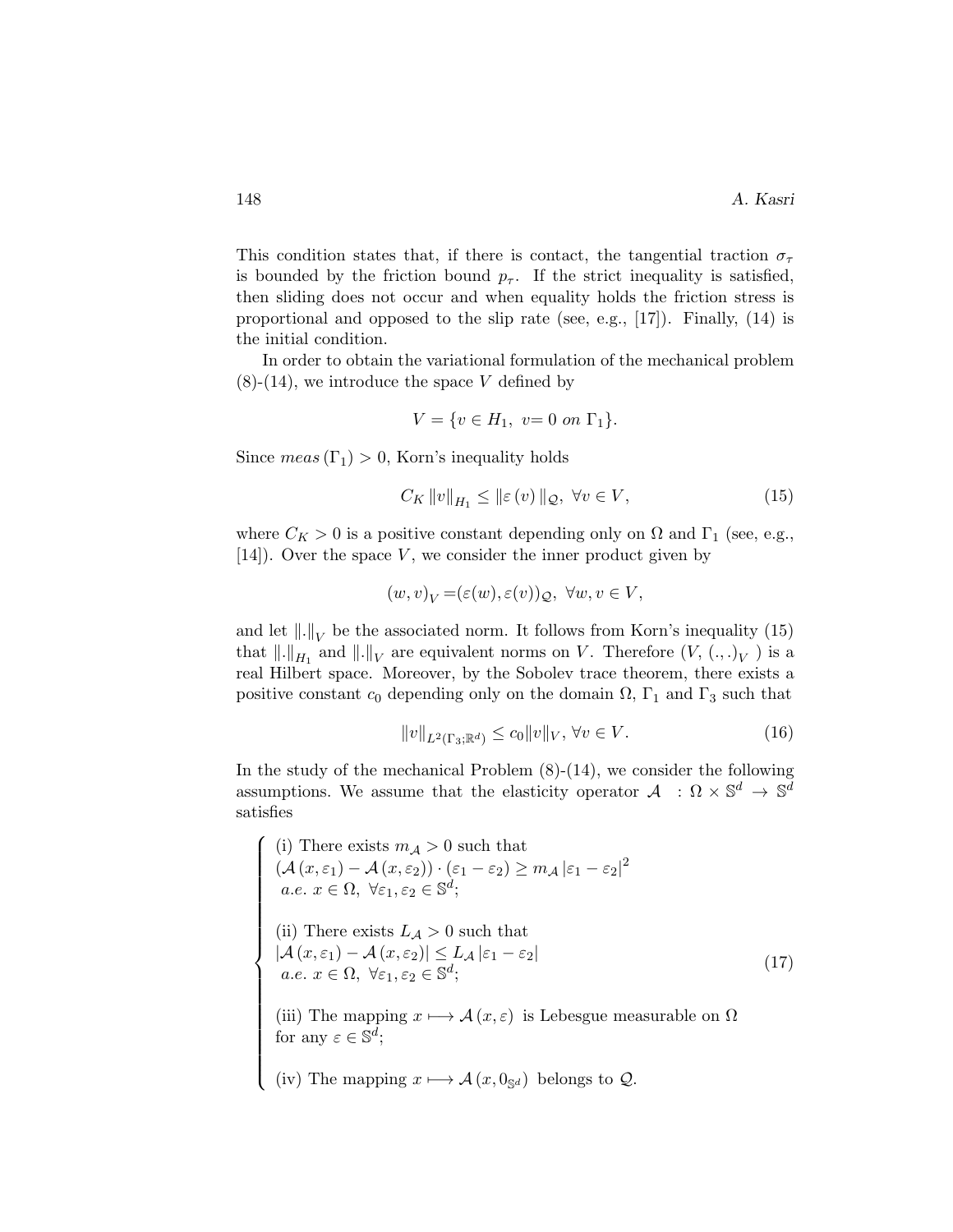This condition states that, if there is contact, the tangential traction $\sigma_\tau$ is bounded by the friction bound $p_\tau$. If the strict inequality is satisfied, then sliding does not occur and when equality holds the friction stress is proportional and opposed to the slip rate (see, e.g., [17]). Finally, (14) is the initial condition.

In order to obtain the variational formulation of the mechanical problem (8)-(14), we introduce the space $V$ defined by

$$V = \{v \in H_1,\ v = 0 \ on\ \Gamma_1\}.$$

Since $meas\,(\Gamma_1) > 0$, Korn's inequality holds

$$C_K \left\|v\right\|_{H_1} \leq \left\|\varepsilon\left(v\right)\right\|_{\mathcal{Q}},\ \forall v \in V, \tag{15}$$

where $C_K > 0$ is a positive constant depending only on $\Omega$ and $\Gamma_1$ (see, e.g., [14]). Over the space $V$, we consider the inner product given by

$$(w, v)_V = (\varepsilon(w), \varepsilon(v))_{\mathcal{Q}},\ \forall w, v \in V,$$

and let $\|.\|_V$ be the associated norm. It follows from Korn's inequality (15) that $\|.\|_{H_1}$ and $\|.\|_V$ are equivalent norms on $V$. Therefore $(V, (.,.)_V)$ is a real Hilbert space. Moreover, by the Sobolev trace theorem, there exists a positive constant $c_0$ depending only on the domain $\Omega$, $\Gamma_1$ and $\Gamma_3$ such that

$$\|v\|_{L^2(\Gamma_3;\mathbb{R}^d)} \leq c_0 \|v\|_V,\ \forall v \in V. \tag{16}$$

In the study of the mechanical Problem (8)-(14), we consider the following assumptions. We assume that the elasticity operator $\mathcal{A} : \Omega \times \mathbb{S}^d \to \mathbb{S}^d$ satisfies

$$\left\{\begin{array}{l}
\text{(i) There exists } m_{\mathcal{A}} > 0 \text{ such that} \\
\left(\mathcal{A}\left(x, \varepsilon_1\right) - \mathcal{A}\left(x, \varepsilon_2\right)\right) \cdot \left(\varepsilon_1 - \varepsilon_2\right) \geq m_{\mathcal{A}} \left|\varepsilon_1 - \varepsilon_2\right|^2 \\
\ a.e.\ x \in \Omega,\ \forall \varepsilon_1, \varepsilon_2 \in \mathbb{S}^d; \\
\\
\text{(ii) There exists } L_{\mathcal{A}} > 0 \text{ such that} \\
\left|\mathcal{A}\left(x, \varepsilon_1\right) - \mathcal{A}\left(x, \varepsilon_2\right)\right| \leq L_{\mathcal{A}} \left|\varepsilon_1 - \varepsilon_2\right| \\
\ a.e.\ x \in \Omega,\ \forall \varepsilon_1, \varepsilon_2 \in \mathbb{S}^d; \\
\\
\text{(iii) The mapping } x \longmapsto \mathcal{A}\left(x, \varepsilon\right) \text{ is Lebesgue measurable on } \Omega \\
\text{for any } \varepsilon \in \mathbb{S}^d; \\
\\
\text{(iv) The mapping } x \longmapsto \mathcal{A}\left(x, 0_{\mathbb{S}^d}\right) \text{ belongs to } \mathcal{Q}.
\end{array}\right. \tag{17}$$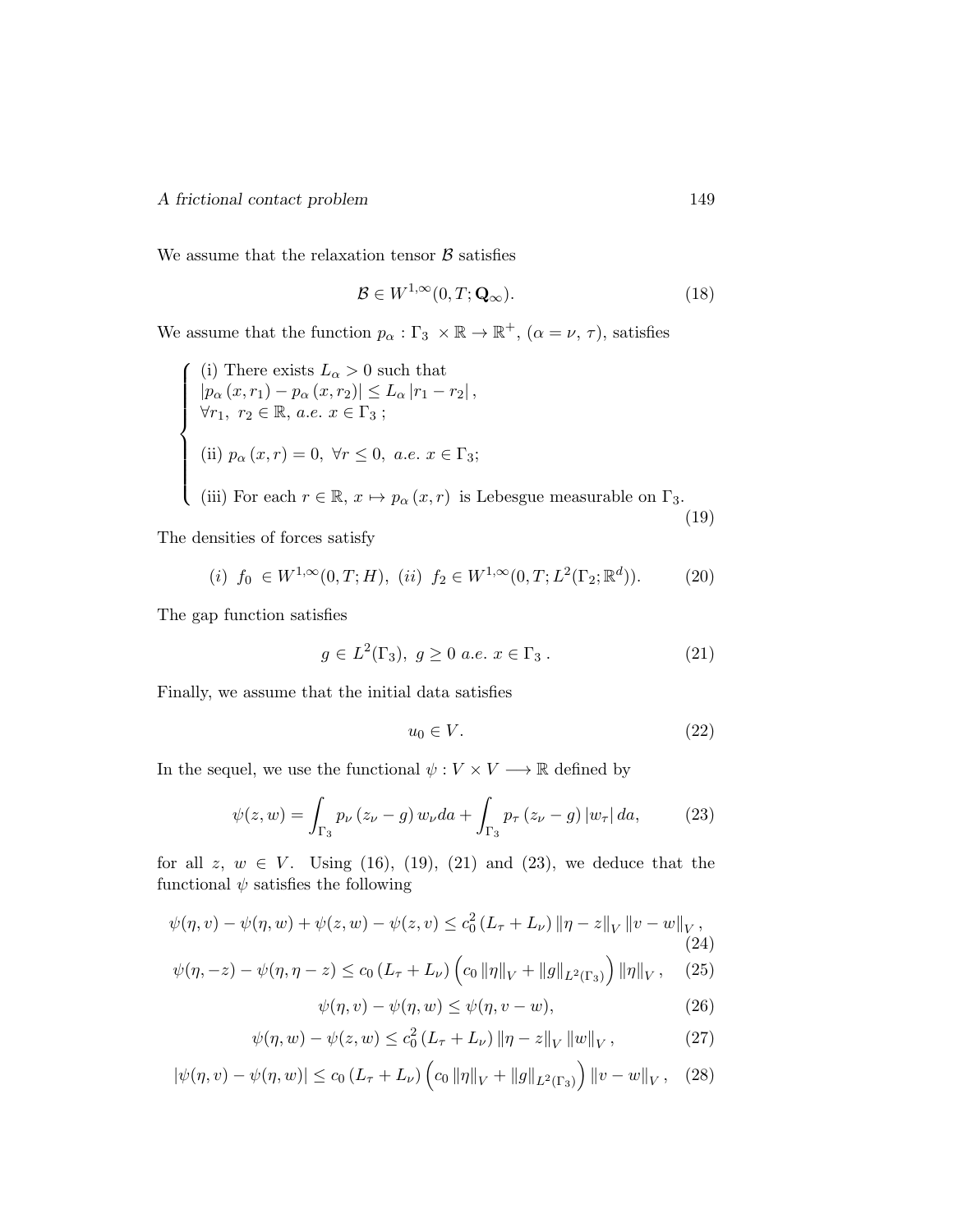We assume that the relaxation tensor $\mathcal{B}$ satisfies

$$\mathcal{B} \in W^{1,\infty}(0, T; \mathbf{Q}_\infty). \tag{18}$$

We assume that the function $p_\alpha : \Gamma_3 \times \mathbb{R} \to \mathbb{R}^+$, $(\alpha = \nu,\, \tau)$, satisfies

$$\begin{cases} \text{(i) There exists } L_\alpha > 0 \text{ such that} \\ |p_\alpha(x, r_1) - p_\alpha(x, r_2)| \leq L_\alpha |r_1 - r_2|, \\ \forall r_1,\ r_2 \in \mathbb{R},\ a.e.\ x \in \Gamma_3\,; \\ \\ \text{(ii) } p_\alpha(x, r) = 0,\ \forall r \leq 0,\ a.e.\ x \in \Gamma_3; \\ \\ \text{(iii) For each } r \in \mathbb{R},\ x \mapsto p_\alpha(x, r) \text{ is Lebesgue measurable on } \Gamma_3. \end{cases} \tag{19}$$

The densities of forces satisfy

$$(i)\ \ f_0 \in W^{1,\infty}(0, T; H),\ \ (ii)\ \ f_2 \in W^{1,\infty}(0, T; L^2(\Gamma_2; \mathbb{R}^d)). \tag{20}$$

The gap function satisfies

$$g \in L^2(\Gamma_3),\ g \geq 0\ a.e.\ x \in \Gamma_3\,. \tag{21}$$

Finally, we assume that the initial data satisfies

$$u_0 \in V. \tag{22}$$

In the sequel, we use the functional $\psi : V \times V \longrightarrow \mathbb{R}$ defined by

$$\psi(z, w) = \int_{\Gamma_3} p_\nu\left(z_\nu - g\right) w_\nu da + \int_{\Gamma_3} p_\tau\left(z_\nu - g\right) |w_\tau|\, da, \tag{23}$$

for all $z$, $w \in V$. Using (16), (19), (21) and (23), we deduce that the functional $\psi$ satisfies the following

$$\psi(\eta, v) - \psi(\eta, w) + \psi(z, w) - \psi(z, v) \leq c_0^2\left(L_\tau + L_\nu\right) \|\eta - z\|_V \|v - w\|_V\,, \tag{24}$$

$$\psi(\eta, -z) - \psi(\eta, \eta - z) \leq c_0\left(L_\tau + L_\nu\right)\left(c_0 \|\eta\|_V + \|g\|_{L^2(\Gamma_3)}\right) \|\eta\|_V\,, \tag{25}$$

$$\psi(\eta, v) - \psi(\eta, w) \leq \psi(\eta, v - w), \tag{26}$$

$$\psi(\eta, w) - \psi(z, w) \leq c_0^2\left(L_\tau + L_\nu\right) \|\eta - z\|_V \|w\|_V\,, \tag{27}$$

$$|\psi(\eta, v) - \psi(\eta, w)| \leq c_0\left(L_\tau + L_\nu\right)\left(c_0 \|\eta\|_V + \|g\|_{L^2(\Gamma_3)}\right) \|v - w\|_V\,, \tag{28}$$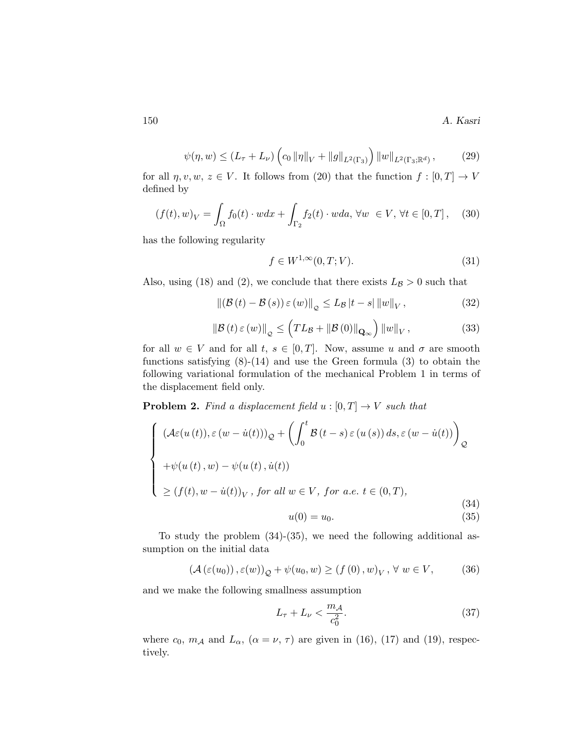$$\psi(\eta, w) \leq (L_\tau + L_\nu)\left(c_0 \|\eta\|_V + \|g\|_{L^2(\Gamma_3)}\right)\|w\|_{L^2(\Gamma_3;\mathbb{R}^d)}, \qquad (29)$$

for all $\eta, v, w,\, z \in V$. It follows from (20) that the function $f : [0, T] \to V$ defined by

$$(f(t), w)_V = \int_\Omega f_0(t) \cdot w dx + \int_{\Gamma_2} f_2(t) \cdot w da, \; \forall w \; \in V, \, \forall t \in [0, T], \qquad (30)$$

has the following regularity

$$f \in W^{1,\infty}(0, T; V). \qquad (31)$$

Also, using (18) and (2), we conclude that there exists $L_{\mathcal{B}} > 0$ such that

$$\|(\mathcal{B}(t) - \mathcal{B}(s))\, \varepsilon(w)\|_{\mathcal{Q}} \leq L_{\mathcal{B}} |t - s| \, \|w\|_V, \qquad (32)$$

$$\|\mathcal{B}(t)\, \varepsilon(w)\|_{\mathcal{Q}} \leq \left(TL_{\mathcal{B}} + \|\mathcal{B}(0)\|_{\mathbf{Q}_\infty}\right)\|w\|_V, \qquad (33)$$

for all $w \in V$ and for all $t,\, s \in [0, T]$. Now, assume $u$ and $\sigma$ are smooth functions satisfying (8)-(14) and use the Green formula (3) to obtain the following variational formulation of the mechanical Problem 1 in terms of the displacement field only.

**Problem 2.** *Find a displacement field* $u : [0, T] \to V$ *such that*

$$\begin{cases} (\mathcal{A}\varepsilon(u(t)), \varepsilon(w - \dot{u}(t)))_{\mathcal{Q}} + \left(\displaystyle\int_0^t \mathcal{B}(t - s)\, \varepsilon(u(s))\, ds, \varepsilon(w - \dot{u}(t))\right)_{\mathcal{Q}} \\ +\psi(u(t), w) - \psi(u(t), \dot{u}(t)) \\ \geq (f(t), w - \dot{u}(t))_V, \; \textit{for all } w \in V, \; \textit{for a.e. } t \in (0, T), \end{cases} \qquad (34)$$

$$u(0) = u_0. \qquad (35)$$

To study the problem (34)-(35), we need the following additional assumption on the initial data

$$(\mathcal{A}(\varepsilon(u_0)), \varepsilon(w))_{\mathcal{Q}} + \psi(u_0, w) \geq (f(0), w)_V, \; \forall \, w \in V, \qquad (36)$$

and we make the following smallness assumption

$$L_\tau + L_\nu < \frac{m_{\mathcal{A}}}{c_0^2}. \qquad (37)$$

where $c_0$, $m_{\mathcal{A}}$ and $L_\alpha$, $(\alpha = \nu, \tau)$ are given in (16), (17) and (19), respectively.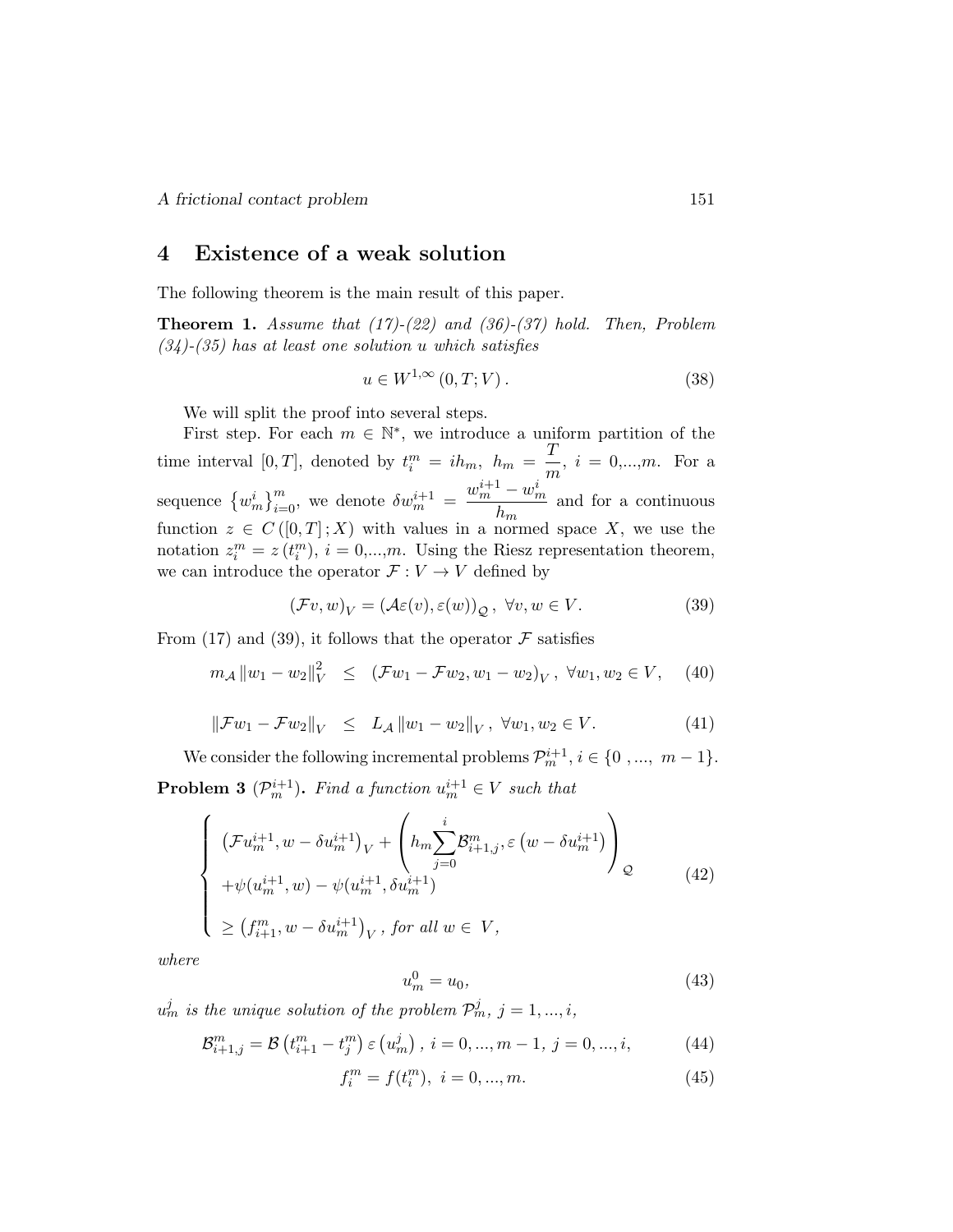## 4 Existence of a weak solution

The following theorem is the main result of this paper.

**Theorem 1.** *Assume that (17)-(22) and (36)-(37) hold. Then, Problem (34)-(35) has at least one solution $u$ which satisfies*

$$u \in W^{1,\infty}(0,T;V). \tag{38}$$

We will split the proof into several steps.

First step. For each $m \in \mathbb{N}^*$, we introduce a uniform partition of the time interval $[0,T]$, denoted by $t_i^m = ih_m$, $h_m = \dfrac{T}{m}$, $i = 0,...,m$. For a sequence $\{w_m^i\}_{i=0}^m$, we denote $\delta w_m^{i+1} = \dfrac{w_m^{i+1} - w_m^i}{h_m}$ and for a continuous function $z \in C([0,T];X)$ with values in a normed space $X$, we use the notation $z_i^m = z(t_i^m)$, $i = 0,...,m$. Using the Riesz representation theorem, we can introduce the operator $\mathcal{F} : V \to V$ defined by

$$(\mathcal{F}v, w)_V = (\mathcal{A}\varepsilon(v), \varepsilon(w))_{\mathcal{Q}}, \ \forall v, w \in V. \tag{39}$$

From (17) and (39), it follows that the operator $\mathcal{F}$ satisfies

$$m_{\mathcal{A}} \|w_1 - w_2\|_V^2 \leq (\mathcal{F}w_1 - \mathcal{F}w_2, w_1 - w_2)_V, \ \forall w_1, w_2 \in V, \tag{40}$$

$$\|\mathcal{F}w_1 - \mathcal{F}w_2\|_V \leq L_{\mathcal{A}} \|w_1 - w_2\|_V, \ \forall w_1, w_2 \in V. \tag{41}$$

We consider the following incremental problems $\mathcal{P}_m^{i+1}$, $i \in \{0 \ ,..., \ m-1\}$.

**Problem 3** ($\mathcal{P}_m^{i+1}$)**.** *Find a function $u_m^{i+1} \in V$ such that*

$$\left\{ \begin{array}{l} \left(\mathcal{F}u_m^{i+1}, w - \delta u_m^{i+1}\right)_V + \left( h_m \displaystyle\sum_{j=0}^{i} \mathcal{B}_{i+1,j}^m, \varepsilon\left(w - \delta u_m^{i+1}\right) \right)_{\mathcal{Q}} \\ + \psi(u_m^{i+1}, w) - \psi(u_m^{i+1}, \delta u_m^{i+1}) \\ \geq \left(f_{i+1}^m, w - \delta u_m^{i+1}\right)_V, \textit{ for all } w \in V, \end{array} \right. \tag{42}$$

*where*

$$u_m^0 = u_0, \tag{43}$$

*$u_m^j$ is the unique solution of the problem $\mathcal{P}_m^j$, $j = 1, ..., i$,*

$$\mathcal{B}_{i+1,j}^m = \mathcal{B}\left(t_{i+1}^m - t_j^m\right) \varepsilon\left(u_m^j\right), \ i = 0, ..., m-1, \ j = 0, ..., i, \tag{44}$$

$$f_i^m = f(t_i^m), \ i = 0, ..., m. \tag{45}$$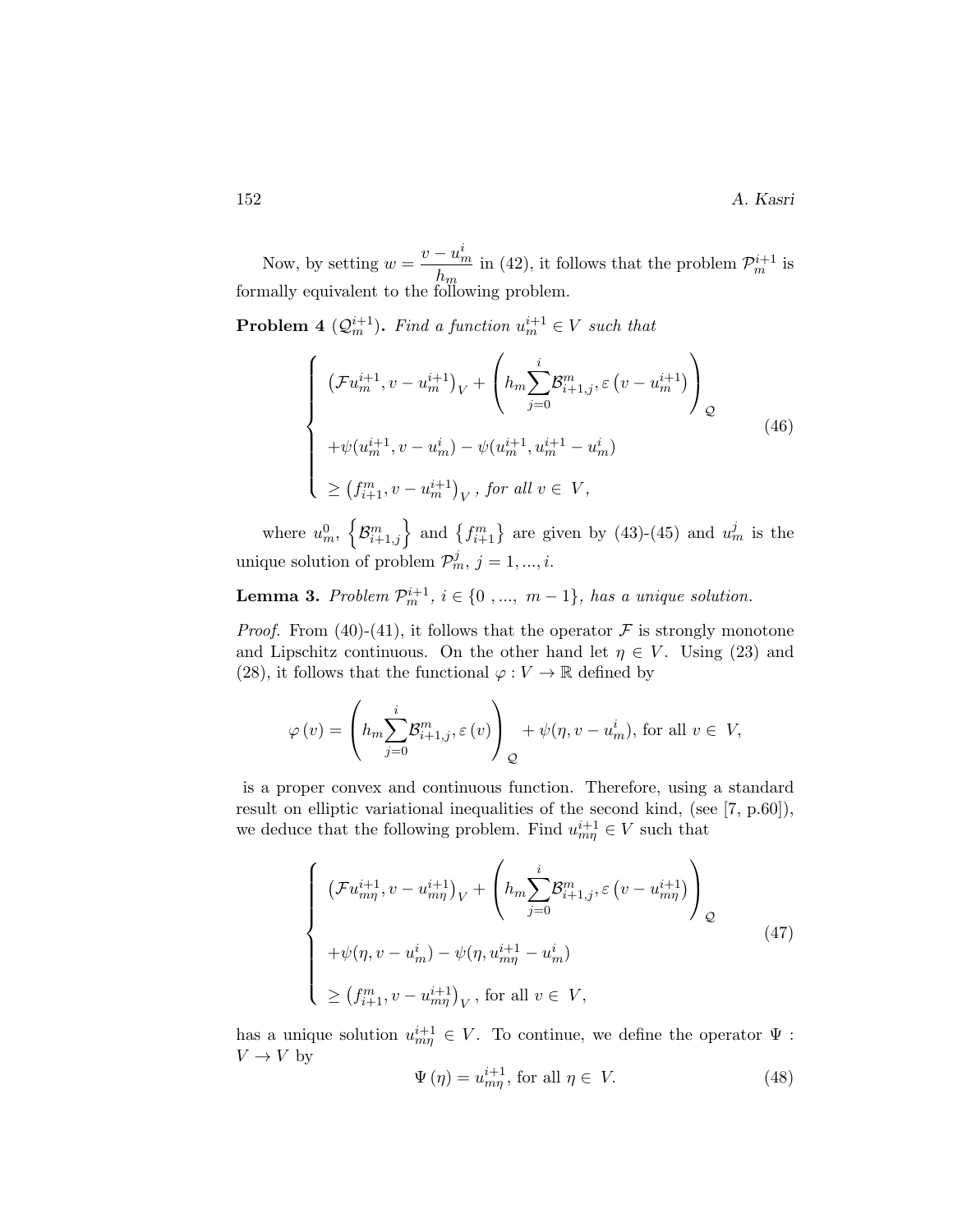Now, by setting $w = \dfrac{v - u_m^i}{h_m}$ in (42), it follows that the problem $\mathcal{P}_m^{i+1}$ is formally equivalent to the following problem.

**Problem 4** **($\mathcal{Q}_m^{i+1}$).** *Find a function $u_m^{i+1} \in V$ such that*

$$
\begin{cases}
\left(\mathcal{F}u_m^{i+1}, v - u_m^{i+1}\right)_V + \left(h_m \displaystyle\sum_{j=0}^{i} \mathcal{B}_{i+1,j}^m, \varepsilon\left(v - u_m^{i+1}\right)\right)_{\mathcal{Q}} \\[2ex]
+\psi(u_m^{i+1}, v - u_m^i) - \psi(u_m^{i+1}, u_m^{i+1} - u_m^i) \\[1ex]
\geq \left(f_{i+1}^m, v - u_m^{i+1}\right)_V, \ \textit{for all } v \in V,
\end{cases}
\tag{46}
$$

where $u_m^0$, $\left\{\mathcal{B}_{i+1,j}^m\right\}$ and $\left\{f_{i+1}^m\right\}$ are given by (43)-(45) and $u_m^j$ is the unique solution of problem $\mathcal{P}_m^j$, $j = 1, ..., i$.

**Lemma 3.** *Problem $\mathcal{P}_m^{i+1}$, $i \in \{0, ..., m-1\}$, has a unique solution.*

*Proof.* From (40)-(41), it follows that the operator $\mathcal{F}$ is strongly monotone and Lipschitz continuous. On the other hand let $\eta \in V$. Using (23) and (28), it follows that the functional $\varphi : V \to \mathbb{R}$ defined by

$$
\varphi(v) = \left(h_m \sum_{j=0}^{i} \mathcal{B}_{i+1,j}^m, \varepsilon(v)\right)_{\mathcal{Q}} + \psi(\eta, v - u_m^i), \text{ for all } v \in V,
$$

is a proper convex and continuous function. Therefore, using a standard result on elliptic variational inequalities of the second kind, (see [7, p.60]), we deduce that the following problem. Find $u_{m\eta}^{i+1} \in V$ such that

$$
\begin{cases}
\left(\mathcal{F}u_{m\eta}^{i+1}, v - u_{m\eta}^{i+1}\right)_V + \left(h_m \displaystyle\sum_{j=0}^{i} \mathcal{B}_{i+1,j}^m, \varepsilon\left(v - u_{m\eta}^{i+1}\right)\right)_{\mathcal{Q}} \\[2ex]
+\psi(\eta, v - u_m^i) - \psi(\eta, u_{m\eta}^{i+1} - u_m^i) \\[1ex]
\geq \left(f_{i+1}^m, v - u_{m\eta}^{i+1}\right)_V, \text{ for all } v \in V,
\end{cases}
\tag{47}
$$

has a unique solution $u_{m\eta}^{i+1} \in V$. To continue, we define the operator $\Psi : V \to V$ by

$$
\Psi(\eta) = u_{m\eta}^{i+1}, \text{ for all } \eta \in V. \tag{48}
$$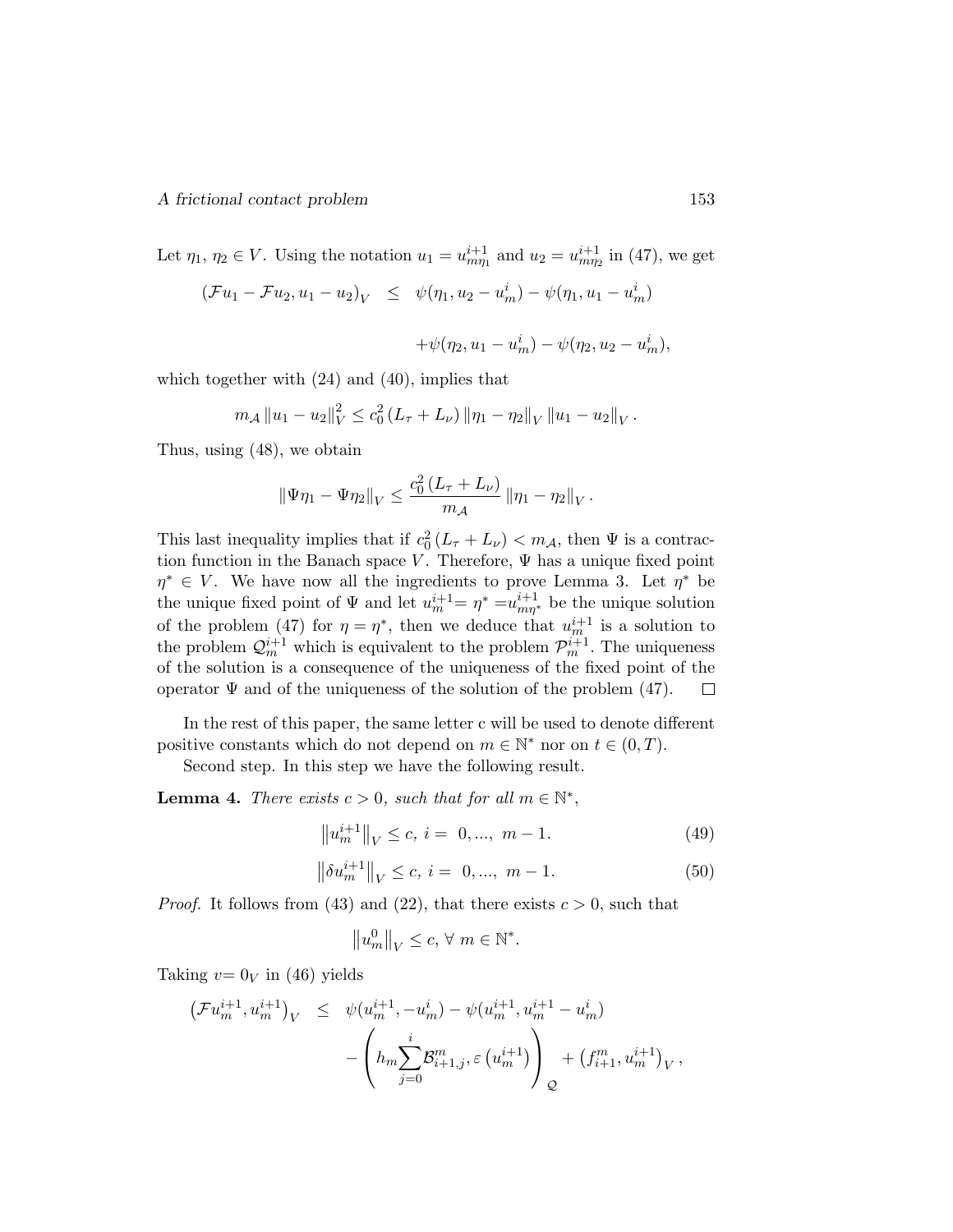Let $\eta_1, \eta_2 \in V$. Using the notation $u_1 = u^{i+1}_{m\eta_1}$ and $u_2 = u^{i+1}_{m\eta_2}$ in (47), we get

$$
\begin{aligned}
(\mathcal{F}u_1 - \mathcal{F}u_2, u_1 - u_2)_V \quad &\leq \quad \psi(\eta_1, u_2 - u^i_m) - \psi(\eta_1, u_1 - u^i_m) \\
&\quad + \psi(\eta_2, u_1 - u^i_m) - \psi(\eta_2, u_2 - u^i_m),
\end{aligned}
$$

which together with (24) and (40), implies that

$$
m_{\mathcal{A}} \left\| u_1 - u_2 \right\|^2_V \leq c_0^2 \left( L_\tau + L_\nu \right) \left\| \eta_1 - \eta_2 \right\|_V \left\| u_1 - u_2 \right\|_V .
$$

Thus, using (48), we obtain

$$
\left\| \Psi\eta_1 - \Psi\eta_2 \right\|_V \leq \frac{c_0^2 \left( L_\tau + L_\nu \right)}{m_{\mathcal{A}}} \left\| \eta_1 - \eta_2 \right\|_V .
$$

This last inequality implies that if $c_0^2 \left( L_\tau + L_\nu \right) < m_{\mathcal{A}}$, then $\Psi$ is a contraction function in the Banach space $V$. Therefore, $\Psi$ has a unique fixed point $\eta^* \in V$. We have now all the ingredients to prove Lemma 3. Let $\eta^*$ be the unique fixed point of $\Psi$ and let $u^{i+1}_m = \eta^* = u^{i+1}_{m\eta^*}$ be the unique solution of the problem (47) for $\eta = \eta^*$, then we deduce that $u^{i+1}_m$ is a solution to the problem $\mathcal{Q}^{i+1}_m$ which is equivalent to the problem $\mathcal{P}^{i+1}_m$. The uniqueness of the solution is a consequence of the uniqueness of the fixed point of the operator $\Psi$ and of the uniqueness of the solution of the problem (47). $\square$

In the rest of this paper, the same letter c will be used to denote different positive constants which do not depend on $m \in \mathbb{N}^*$ nor on $t \in (0, T)$.

Second step. In this step we have the following result.

**Lemma 4.** *There exists $c > 0$, such that for all $m \in \mathbb{N}^*$,*

$$
\left\| u^{i+1}_m \right\|_V \leq c, \; i = \; 0, ..., \; m-1. \tag{49}
$$

$$
\left\| \delta u^{i+1}_m \right\|_V \leq c, \; i = \; 0, ..., \; m-1. \tag{50}
$$

*Proof.* It follows from (43) and (22), that there exists $c > 0$, such that

$$
\left\| u^0_m \right\|_V \leq c, \; \forall \; m \in \mathbb{N}^*.
$$

Taking $v = 0_V$ in (46) yields

$$
\begin{aligned}
\left( \mathcal{F}u^{i+1}_m, u^{i+1}_m \right)_V \quad &\leq \quad \psi(u^{i+1}_m, -u^i_m) - \psi(u^{i+1}_m, u^{i+1}_m - u^i_m) \\
&\quad - \left( h_m \sum_{j=0}^{i} \mathcal{B}^m_{i+1,j}, \varepsilon\left(u^{i+1}_m\right) \right)_{\mathcal{Q}} + \left( f^m_{i+1}, u^{i+1}_m \right)_V ,
\end{aligned}
$$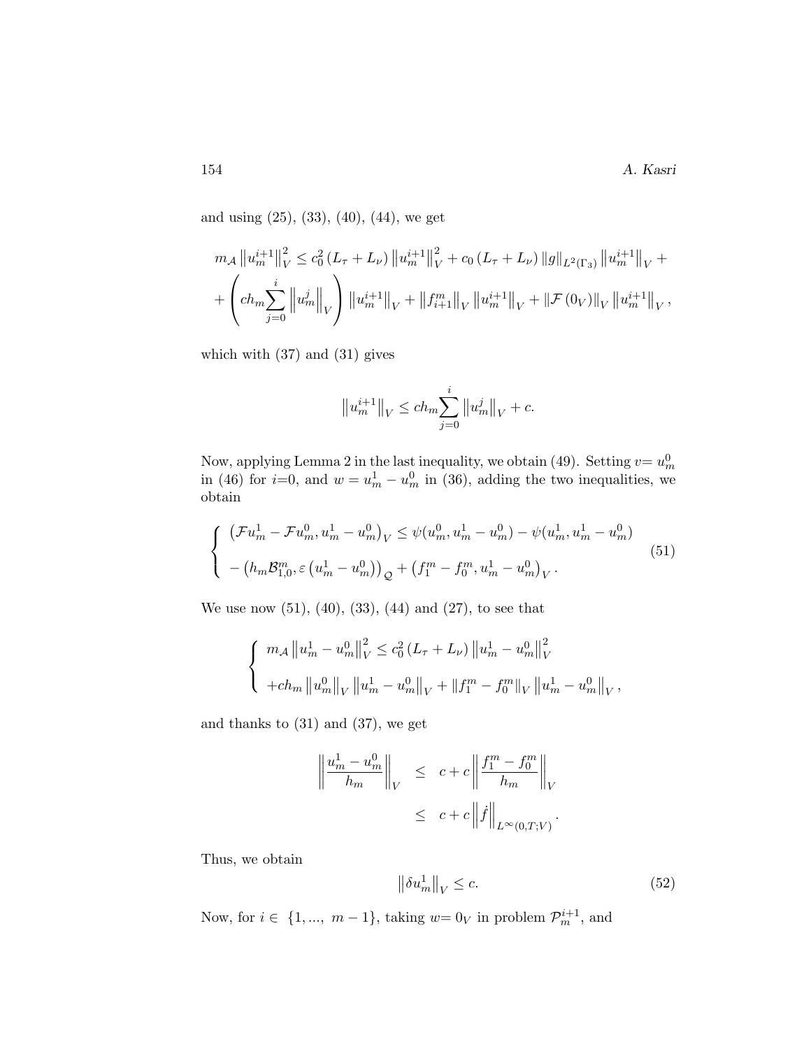and using (25), (33), (40), (44), we get

$$
m_{\mathcal{A}} \left\| u_m^{i+1} \right\|_V^2 \leq c_0^2 \left( L_\tau + L_\nu \right) \left\| u_m^{i+1} \right\|_V^2 + c_0 \left( L_\tau + L_\nu \right) \|g\|_{L^2(\Gamma_3)} \left\| u_m^{i+1} \right\|_V +
$$

$$
+ \left( c h_m \sum_{j=0}^{i} \left\| u_m^j \right\|_V \right) \left\| u_m^{i+1} \right\|_V + \left\| f_{i+1}^m \right\|_V \left\| u_m^{i+1} \right\|_V + \left\| \mathcal{F} \left( 0_V \right) \right\|_V \left\| u_m^{i+1} \right\|_V ,
$$

which with (37) and (31) gives

$$
\left\| u_m^{i+1} \right\|_V \leq c h_m \sum_{j=0}^{i} \left\| u_m^j \right\|_V + c.
$$

Now, applying Lemma 2 in the last inequality, we obtain (49). Setting $v = u_m^0$ in (46) for $i$=0, and $w = u_m^1 - u_m^0$ in (36), adding the two inequalities, we obtain

$$
\left\{
\begin{array}{l}
\left( \mathcal{F} u_m^1 - \mathcal{F} u_m^0, u_m^1 - u_m^0 \right)_V \leq \psi(u_m^0, u_m^1 - u_m^0) - \psi(u_m^1, u_m^1 - u_m^0) \\[2mm]
- \left( h_m \mathcal{B}_{1,0}^m, \varepsilon \left( u_m^1 - u_m^0 \right) \right)_{\mathcal{Q}} + \left( f_1^m - f_0^m, u_m^1 - u_m^0 \right)_V .
\end{array}
\right. \tag{51}
$$

We use now (51), (40), (33), (44) and (27), to see that

$$
\left\{
\begin{array}{l}
m_{\mathcal{A}} \left\| u_m^1 - u_m^0 \right\|_V^2 \leq c_0^2 \left( L_\tau + L_\nu \right) \left\| u_m^1 - u_m^0 \right\|_V^2 \\[2mm]
+ c h_m \left\| u_m^0 \right\|_V \left\| u_m^1 - u_m^0 \right\|_V + \left\| f_1^m - f_0^m \right\|_V \left\| u_m^1 - u_m^0 \right\|_V ,
\end{array}
\right.
$$

and thanks to (31) and (37), we get

$$
\begin{aligned}
\left\| \frac{u_m^1 - u_m^0}{h_m} \right\|_V &\leq c + c \left\| \frac{f_1^m - f_0^m}{h_m} \right\|_V \\
&\leq c + c \left\| \dot{f} \right\|_{L^\infty(0,T;V)} .
\end{aligned}
$$

Thus, we obtain

$$
\left\| \delta u_m^1 \right\|_V \leq c. \tag{52}
$$

Now, for $i \in \{1, ..., m-1\}$, taking $w = 0_V$ in problem $\mathcal{P}_m^{i+1}$, and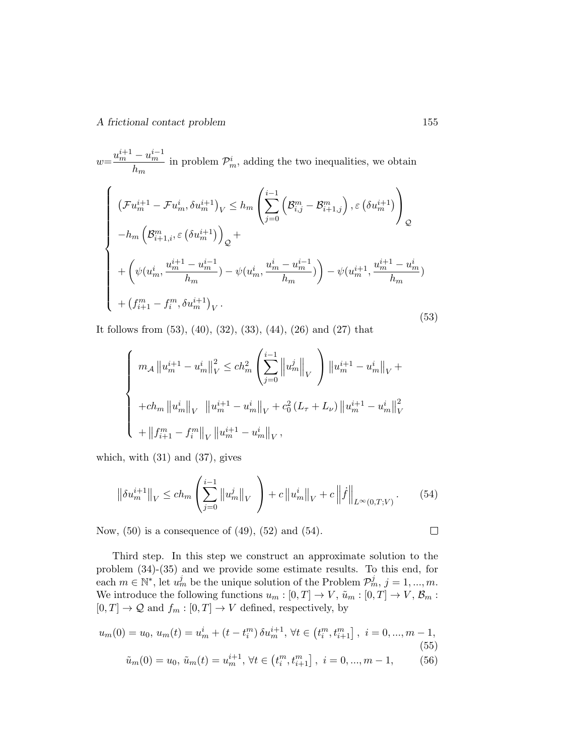$w=\dfrac{u_m^{i+1}-u_m^{i-1}}{h_m}$ in problem $\mathcal{P}_m^i$, adding the two inequalities, we obtain

$$
\left\{
\begin{array}{l}
\left(\mathcal{F}u_m^{i+1}-\mathcal{F}u_m^{i},\delta u_m^{i+1}\right)_V \leq h_m\left(\displaystyle\sum_{j=0}^{i-1}\left(\mathcal{B}_{i,j}^m-\mathcal{B}_{i+1,j}^m\right),\varepsilon\left(\delta u_m^{i+1}\right)\right)_{\mathcal{Q}} \\
-h_m\left(\mathcal{B}_{i+1,i}^m,\varepsilon\left(\delta u_m^{i+1}\right)\right)_{\mathcal{Q}}+ \\
+\left(\psi(u_m^i,\dfrac{u_m^{i+1}-u_m^{i-1}}{h_m})-\psi(u_m^i,\dfrac{u_m^{i}-u_m^{i-1}}{h_m})\right)-\psi(u_m^{i+1},\dfrac{u_m^{i+1}-u_m^{i}}{h_m}) \\
+\left(f_{i+1}^m-f_i^m,\delta u_m^{i+1}\right)_V.
\end{array}
\right.
\tag{53}
$$

It follows from (53), (40), (32), (33), (44), (26) and (27) that

$$
\left\{
\begin{array}{l}
m_{\mathcal{A}}\left\|u_m^{i+1}-u_m^i\right\|_V^2 \leq ch_m^2\left(\displaystyle\sum_{j=0}^{i-1}\left\|u_m^j\right\|_V\right)\left\|u_m^{i+1}-u_m^i\right\|_V+ \\
+ch_m\left\|u_m^i\right\|_V\ \left\|u_m^{i+1}-u_m^i\right\|_V+c_0^2\left(L_\tau+L_\nu\right)\left\|u_m^{i+1}-u_m^i\right\|_V^2 \\
+\left\|f_{i+1}^m-f_i^m\right\|_V\left\|u_m^{i+1}-u_m^i\right\|_V,
\end{array}
\right.
$$

which, with (31) and (37), gives

$$
\left\|\delta u_m^{i+1}\right\|_V \leq ch_m\left(\sum_{j=0}^{i-1}\left\|u_m^j\right\|_V\right)+c\left\|u_m^i\right\|_V+c\left\|\dot{f}\right\|_{L^\infty(0,T;V)}. \tag{54}
$$

Now, (50) is a consequence of (49), (52) and (54). $\square$

Third step. In this step we construct an approximate solution to the problem (34)-(35) and we provide some estimate results. To this end, for each $m\in\mathbb{N}^*$, let $u_m^j$ be the unique solution of the Problem $\mathcal{P}_m^j$, $j=1,...,m$. We introduce the following functions $u_m:[0,T]\to V$, $\tilde{u}_m:[0,T]\to V$, $\mathcal{B}_m:[0,T]\to\mathcal{Q}$ and $f_m:[0,T]\to V$ defined, respectively, by

$$
u_m(0)=u_0,\ u_m(t)=u_m^i+\left(t-t_i^m\right)\delta u_m^{i+1},\ \forall t\in\left(t_i^m,t_{i+1}^m\right],\ i=0,...,m-1, \tag{55}
$$

$$
\tilde{u}_m(0)=u_0,\ \tilde{u}_m(t)=u_m^{i+1},\ \forall t\in\left(t_i^m,t_{i+1}^m\right],\ i=0,...,m-1, \tag{56}
$$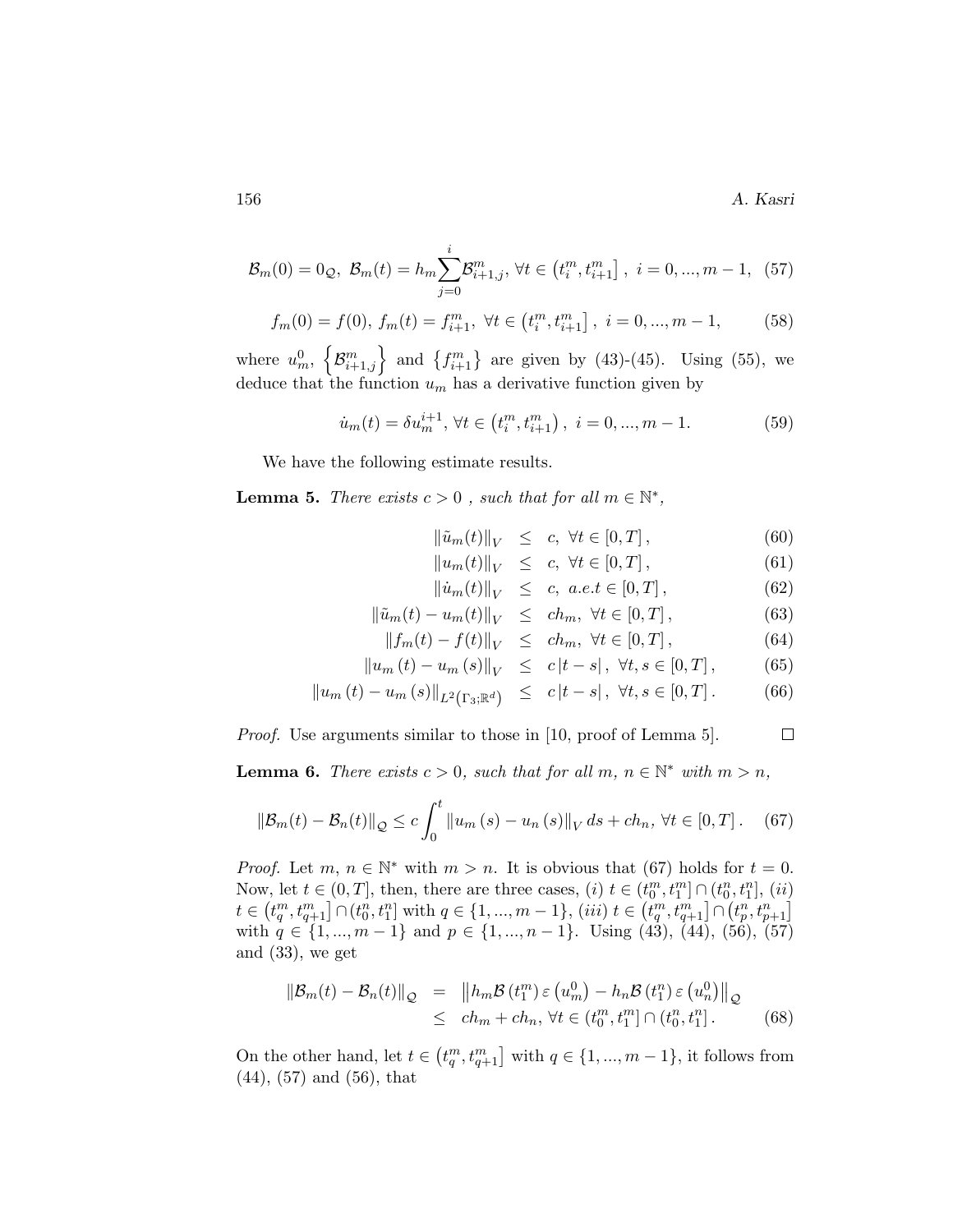$$\mathcal{B}_m(0) = 0_{\mathcal{Q}},\ \mathcal{B}_m(t) = h_m \sum_{j=0}^{i} \mathcal{B}^m_{i+1,j},\ \forall t \in \left(t^m_i, t^m_{i+1}\right],\ i = 0, ..., m-1, \quad (57)$$

$$f_m(0) = f(0),\ f_m(t) = f^m_{i+1},\ \forall t \in \left(t^m_i, t^m_{i+1}\right],\ i = 0, ..., m-1, \quad (58)$$

where $u^0_m$, $\left\{\mathcal{B}^m_{i+1,j}\right\}$ and $\left\{f^m_{i+1}\right\}$ are given by (43)-(45). Using (55), we deduce that the function $u_m$ has a derivative function given by

$$\dot{u}_m(t) = \delta u^{i+1}_m,\ \forall t \in \left(t^m_i, t^m_{i+1}\right),\ i = 0, ..., m-1. \quad (59)$$

We have the following estimate results.

**Lemma 5.** *There exists $c > 0$ , such that for all $m \in \mathbb{N}^*$,*

$$\begin{aligned}
\|\tilde{u}_m(t)\|_V &\leq c,\ \forall t \in [0, T], &(60)\\
\|u_m(t)\|_V &\leq c,\ \forall t \in [0, T], &(61)\\
\|\dot{u}_m(t)\|_V &\leq c,\ a.e.t \in [0, T], &(62)\\
\|\tilde{u}_m(t) - u_m(t)\|_V &\leq ch_m,\ \forall t \in [0, T], &(63)\\
\|f_m(t) - f(t)\|_V &\leq ch_m,\ \forall t \in [0, T], &(64)\\
\|u_m(t) - u_m(s)\|_V &\leq c\,|t-s|,\ \forall t, s \in [0, T], &(65)\\
\|u_m(t) - u_m(s)\|_{L^2(\Gamma_3;\mathbb{R}^d)} &\leq c\,|t-s|,\ \forall t, s \in [0, T]. &(66)
\end{aligned}$$

*Proof.* Use arguments similar to those in [10, proof of Lemma 5]. □

**Lemma 6.** *There exists $c > 0$, such that for all $m$, $n \in \mathbb{N}^*$ with $m > n$,*

$$\|\mathcal{B}_m(t) - \mathcal{B}_n(t)\|_{\mathcal{Q}} \leq c \int_0^t \|u_m(s) - u_n(s)\|_V \, ds + ch_n,\ \forall t \in [0, T]. \quad (67)$$

*Proof.* Let $m$, $n \in \mathbb{N}^*$ with $m > n$. It is obvious that (67) holds for $t = 0$. Now, let $t \in (0, T]$, then, there are three cases, $(i)$ $t \in (t^m_0, t^m_1] \cap (t^n_0, t^n_1]$, $(ii)$ $t \in \left(t^m_q, t^m_{q+1}\right] \cap (t^n_0, t^n_1]$ with $q \in \{1, ..., m-1\}$, $(iii)$ $t \in \left(t^m_q, t^m_{q+1}\right] \cap \left(t^n_p, t^n_{p+1}\right]$ with $q \in \{1, ..., m-1\}$ and $p \in \{1, ..., n-1\}$. Using (43), (44), (56), (57) and (33), we get

$$\begin{aligned}
\|\mathcal{B}_m(t) - \mathcal{B}_n(t)\|_{\mathcal{Q}} &= \left\|h_m \mathcal{B}\left(t^m_1\right) \varepsilon\left(u^0_m\right) - h_n \mathcal{B}\left(t^n_1\right) \varepsilon\left(u^0_n\right)\right\|_{\mathcal{Q}}\\
&\leq ch_m + ch_n,\ \forall t \in (t^m_0, t^m_1] \cap (t^n_0, t^n_1]. \qquad (68)
\end{aligned}$$

On the other hand, let $t \in \left(t^m_q, t^m_{q+1}\right]$ with $q \in \{1, ..., m-1\}$, it follows from (44), (57) and (56), that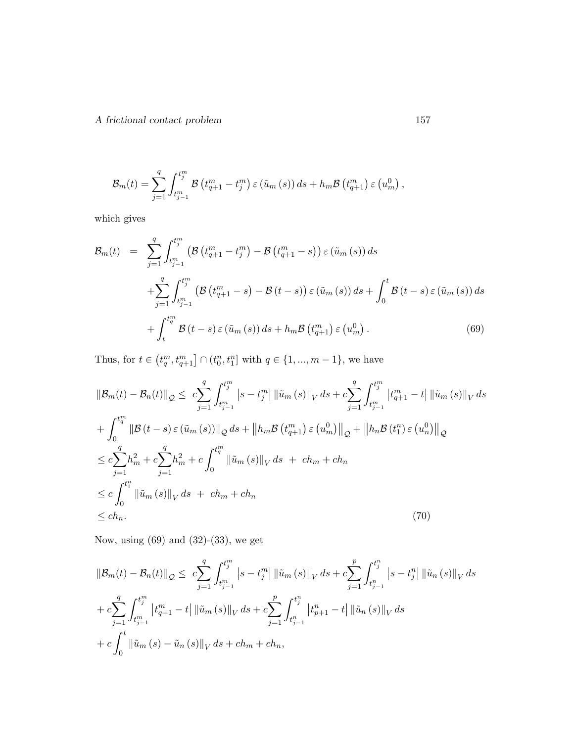$$\mathcal{B}_m(t) = \sum_{j=1}^{q} \int_{t_{j-1}^m}^{t_j^m} \mathcal{B}\left(t_{q+1}^m - t_j^m\right) \varepsilon\left(\tilde{u}_m(s)\right) ds + h_m \mathcal{B}\left(t_{q+1}^m\right) \varepsilon\left(u_m^0\right),$$

which gives

$$\begin{aligned}
\mathcal{B}_m(t) \;&=\; \sum_{j=1}^{q} \int_{t_{j-1}^m}^{t_j^m} \left(\mathcal{B}\left(t_{q+1}^m - t_j^m\right) - \mathcal{B}\left(t_{q+1}^m - s\right)\right) \varepsilon\left(\tilde{u}_m(s)\right) ds \\
&\quad + \sum_{j=1}^{q} \int_{t_{j-1}^m}^{t_j^m} \left(\mathcal{B}\left(t_{q+1}^m - s\right) - \mathcal{B}(t-s)\right) \varepsilon\left(\tilde{u}_m(s)\right) ds + \int_0^t \mathcal{B}(t-s)\, \varepsilon\left(\tilde{u}_m(s)\right) ds \\
&\quad + \int_t^{t_q^m} \mathcal{B}(t-s)\, \varepsilon\left(\tilde{u}_m(s)\right) ds + h_m \mathcal{B}\left(t_{q+1}^m\right) \varepsilon\left(u_m^0\right).
\end{aligned} \tag{69}$$

Thus, for $t \in \left(t_q^m, t_{q+1}^m\right] \cap (t_0^n, t_1^n]$ with $q \in \{1, ..., m-1\}$, we have

$$\begin{aligned}
&\|\mathcal{B}_m(t) - \mathcal{B}_n(t)\|_{\mathcal{Q}} \leq \; c\sum_{j=1}^{q} \int_{t_{j-1}^m}^{t_j^m} \left|s - t_j^m\right| \|\tilde{u}_m(s)\|_V \, ds + c\sum_{j=1}^{q} \int_{t_{j-1}^m}^{t_j^m} \left|t_{q+1}^m - t\right| \|\tilde{u}_m(s)\|_V \, ds \\
&+ \int_0^{t_q^m} \|\mathcal{B}(t-s)\, \varepsilon\left(\tilde{u}_m(s)\right)\|_{\mathcal{Q}} \, ds + \left\|h_m \mathcal{B}\left(t_{q+1}^m\right) \varepsilon\left(u_m^0\right)\right\|_{\mathcal{Q}} + \left\|h_n \mathcal{B}\left(t_1^n\right) \varepsilon\left(u_n^0\right)\right\|_{\mathcal{Q}} \\
&\leq c\sum_{j=1}^{q} h_m^2 + c\sum_{j=1}^{q} h_m^2 + c\int_0^{t_q^m} \|\tilde{u}_m(s)\|_V \, ds \; + \; ch_m + ch_n \\
&\leq c\int_0^{t_1^n} \|\tilde{u}_m(s)\|_V \, ds \; + \; ch_m + ch_n \\
&\leq ch_n.
\end{aligned} \tag{70}$$

Now, using (69) and (32)-(33), we get

$$\begin{aligned}
&\|\mathcal{B}_m(t) - \mathcal{B}_n(t)\|_{\mathcal{Q}} \leq \; c\sum_{j=1}^{q} \int_{t_{j-1}^m}^{t_j^m} \left|s - t_j^m\right| \|\tilde{u}_m(s)\|_V \, ds + c\sum_{j=1}^{p} \int_{t_{j-1}^n}^{t_j^n} \left|s - t_j^n\right| \|\tilde{u}_n(s)\|_V \, ds \\
&+ c\sum_{j=1}^{q} \int_{t_{j-1}^m}^{t_j^m} \left|t_{q+1}^m - t\right| \|\tilde{u}_m(s)\|_V \, ds + c\sum_{j=1}^{p} \int_{t_{j-1}^n}^{t_j^n} \left|t_{p+1}^n - t\right| \|\tilde{u}_n(s)\|_V \, ds \\
&+ c\int_0^t \|\tilde{u}_m(s) - \tilde{u}_n(s)\|_V \, ds + ch_m + ch_n,
\end{aligned}$$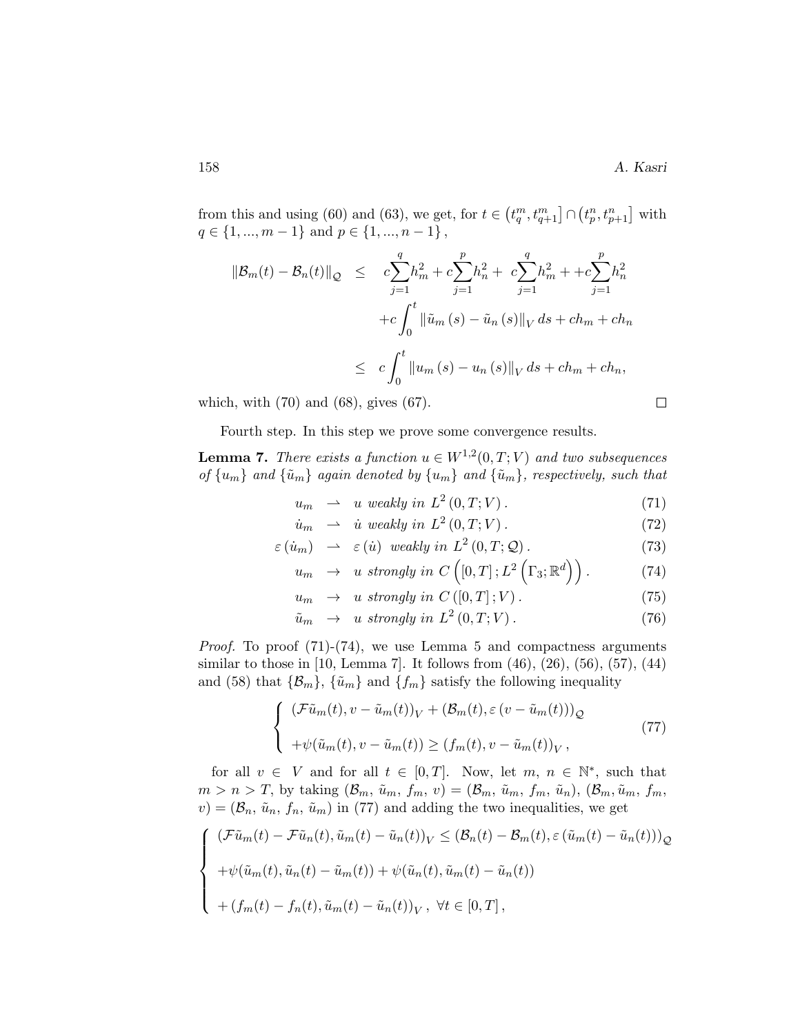from this and using (60) and (63), we get, for $t \in \left(t_q^m, t_{q+1}^m\right] \cap \left(t_p^n, t_{p+1}^n\right]$ with $q \in \{1, ..., m-1\}$ and $p \in \{1, ..., n-1\}$,

$$
\begin{aligned}
\|\mathcal{B}_m(t) - \mathcal{B}_n(t)\|_{\mathcal{Q}} &\leq c\sum_{j=1}^{q} h_m^2 + c\sum_{j=1}^{p} h_n^2 + \ c\sum_{j=1}^{q} h_m^2 + +c\sum_{j=1}^{p} h_n^2 \\
&\quad + c\int_0^t \|\tilde{u}_m(s) - \tilde{u}_n(s)\|_V \, ds + ch_m + ch_n \\
&\leq c\int_0^t \|u_m(s) - u_n(s)\|_V \, ds + ch_m + ch_n,
\end{aligned}
$$

which, with (70) and (68), gives (67). □

Fourth step. In this step we prove some convergence results.

**Lemma 7.** *There exists a function $u \in W^{1,2}(0,T;V)$ and two subsequences of $\{u_m\}$ and $\{\tilde{u}_m\}$ again denoted by $\{u_m\}$ and $\{\tilde{u}_m\}$, respectively, such that*

$$
u_m \rightharpoonup u \text{ weakly in } L^2(0,T;V). \tag{71}
$$

$$
\dot{u}_m \rightharpoonup \dot{u} \text{ weakly in } L^2(0,T;V). \tag{72}
$$

$$
\varepsilon(\dot{u}_m) \rightharpoonup \varepsilon(\dot{u}) \text{ weakly in } L^2(0,T;\mathcal{Q}). \tag{73}
$$

$$
u_m \to u \text{ strongly in } C\left([0,T]; L^2\left(\Gamma_3;\mathbb{R}^d\right)\right). \tag{74}
$$

$$
u_m \to u \text{ strongly in } C([0,T];V). \tag{75}
$$

$$
\tilde{u}_m \to u \text{ strongly in } L^2(0,T;V). \tag{76}
$$

*Proof.* To proof (71)-(74), we use Lemma 5 and compactness arguments similar to those in [10, Lemma 7]. It follows from (46), (26), (56), (57), (44) and (58) that $\{\mathcal{B}_m\}$, $\{\tilde{u}_m\}$ and $\{f_m\}$ satisfy the following inequality

$$
\left\{
\begin{array}{l}
(\mathcal{F}\tilde{u}_m(t), v - \tilde{u}_m(t))_V + (\mathcal{B}_m(t), \varepsilon(v - \tilde{u}_m(t)))_{\mathcal{Q}} \\
+\psi(\tilde{u}_m(t), v - \tilde{u}_m(t)) \geq (f_m(t), v - \tilde{u}_m(t))_V,
\end{array}
\right. \tag{77}
$$

for all $v \in V$ and for all $t \in [0,T]$. Now, let $m, n \in \mathbb{N}^*$, such that $m > n > T$, by taking $(\mathcal{B}_m, \tilde{u}_m, f_m, v) = (\mathcal{B}_m, \tilde{u}_m, f_m, \tilde{u}_n)$, $(\mathcal{B}_m, \tilde{u}_m, f_m, v) = (\mathcal{B}_n, \tilde{u}_n, f_n, \tilde{u}_m)$ in (77) and adding the two inequalities, we get

$$
\left\{
\begin{array}{l}
(\mathcal{F}\tilde{u}_m(t) - \mathcal{F}\tilde{u}_n(t), \tilde{u}_m(t) - \tilde{u}_n(t))_V \leq (\mathcal{B}_n(t) - \mathcal{B}_m(t), \varepsilon(\tilde{u}_m(t) - \tilde{u}_n(t)))_{\mathcal{Q}} \\
+\psi(\tilde{u}_m(t), \tilde{u}_n(t) - \tilde{u}_m(t)) + \psi(\tilde{u}_n(t), \tilde{u}_m(t) - \tilde{u}_n(t)) \\
+(f_m(t) - f_n(t), \tilde{u}_m(t) - \tilde{u}_n(t))_V, \ \forall t \in [0,T],
\end{array}
\right.
$$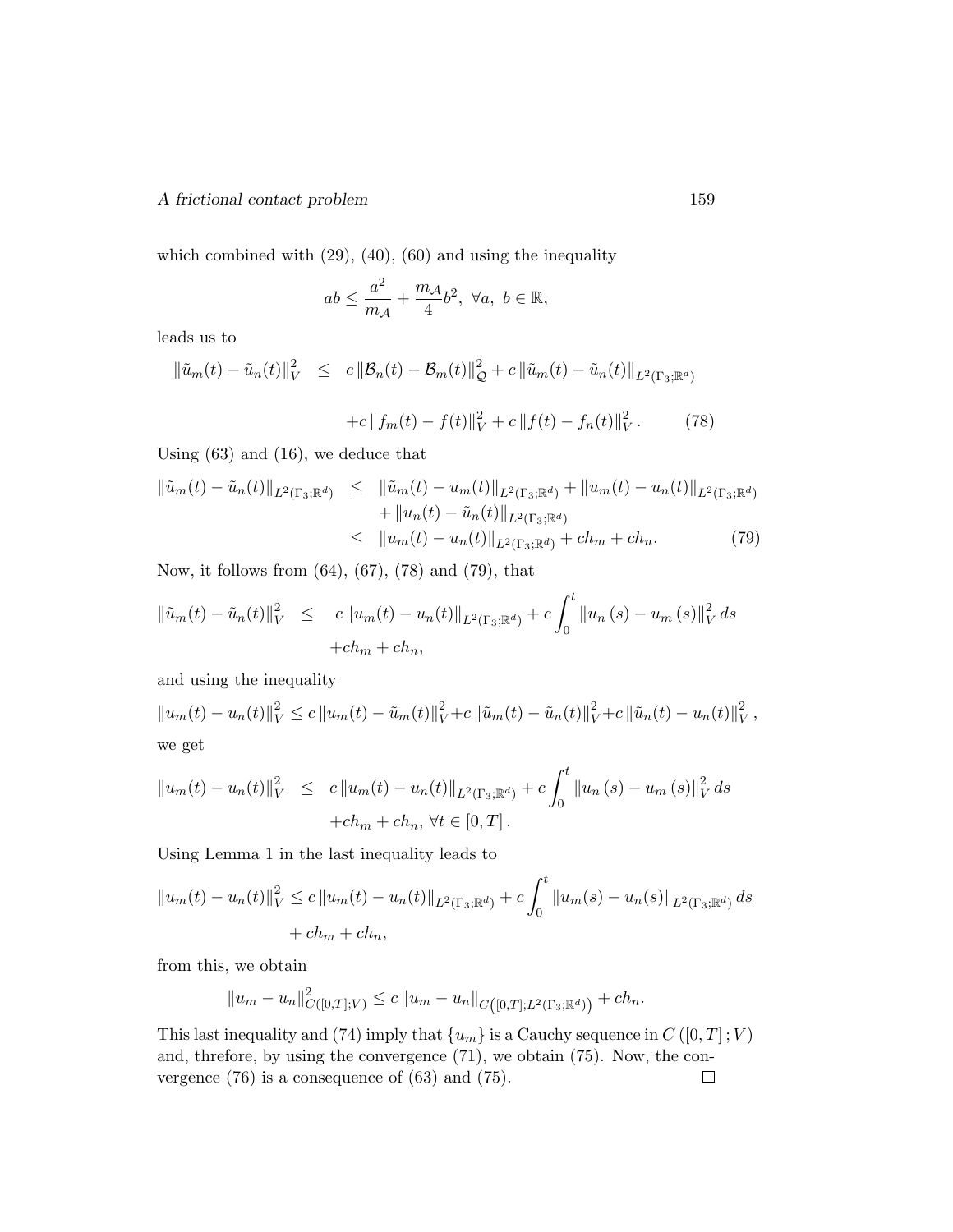which combined with (29), (40), (60) and using the inequality

$$ab \leq \frac{a^2}{m_{\mathcal{A}}} + \frac{m_{\mathcal{A}}}{4} b^2, \ \forall a, \ b \in \mathbb{R},$$

leads us to

$$\begin{aligned} \|\tilde{u}_m(t) - \tilde{u}_n(t)\|_V^2 \quad &\leq \quad c \|\mathcal{B}_n(t) - \mathcal{B}_m(t)\|_{\mathcal{Q}}^2 + c \|\tilde{u}_m(t) - \tilde{u}_n(t)\|_{L^2(\Gamma_3;\mathbb{R}^d)} \\ &\quad + c \|f_m(t) - f(t)\|_V^2 + c \|f(t) - f_n(t)\|_V^2 . \qquad (78) \end{aligned}$$

Using (63) and (16), we deduce that

$$\begin{aligned} \|\tilde{u}_m(t) - \tilde{u}_n(t)\|_{L^2(\Gamma_3;\mathbb{R}^d)} \quad &\leq \quad \|\tilde{u}_m(t) - u_m(t)\|_{L^2(\Gamma_3;\mathbb{R}^d)} + \|u_m(t) - u_n(t)\|_{L^2(\Gamma_3;\mathbb{R}^d)} \\ &\quad + \|u_n(t) - \tilde{u}_n(t)\|_{L^2(\Gamma_3;\mathbb{R}^d)} \\ &\leq \quad \|u_m(t) - u_n(t)\|_{L^2(\Gamma_3;\mathbb{R}^d)} + ch_m + ch_n. \qquad (79) \end{aligned}$$

Now, it follows from (64), (67), (78) and (79), that

$$\begin{aligned} \|\tilde{u}_m(t) - \tilde{u}_n(t)\|_V^2 \quad &\leq \quad c \|u_m(t) - u_n(t)\|_{L^2(\Gamma_3;\mathbb{R}^d)} + c \int_0^t \|u_n(s) - u_m(s)\|_V^2 \, ds \\ &\quad + ch_m + ch_n, \end{aligned}$$

and using the inequality

$$\|u_m(t) - u_n(t)\|_V^2 \leq c \|u_m(t) - \tilde{u}_m(t)\|_V^2 + c \|\tilde{u}_m(t) - \tilde{u}_n(t)\|_V^2 + c \|\tilde{u}_n(t) - u_n(t)\|_V^2 ,$$

we get

$$\begin{aligned} \|u_m(t) - u_n(t)\|_V^2 \quad &\leq \quad c \|u_m(t) - u_n(t)\|_{L^2(\Gamma_3;\mathbb{R}^d)} + c \int_0^t \|u_n(s) - u_m(s)\|_V^2 \, ds \\ &\quad + ch_m + ch_n, \ \forall t \in [0, T] . \end{aligned}$$

Using Lemma 1 in the last inequality leads to

$$\begin{aligned} \|u_m(t) - u_n(t)\|_V^2 &\leq c \|u_m(t) - u_n(t)\|_{L^2(\Gamma_3;\mathbb{R}^d)} + c \int_0^t \|u_m(s) - u_n(s)\|_{L^2(\Gamma_3;\mathbb{R}^d)} \, ds \\ &\quad + ch_m + ch_n, \end{aligned}$$

from this, we obtain

$$\|u_m - u_n\|_{C([0,T];V)}^2 \leq c \|u_m - u_n\|_{C\left([0,T];L^2(\Gamma_3;\mathbb{R}^d)\right)} + ch_n.$$

This last inequality and (74) imply that $\{u_m\}$ is a Cauchy sequence in $C([0, T]; V)$ and, threfore, by using the convergence (71), we obtain (75). Now, the convergence (76) is a consequence of (63) and (75). $\square$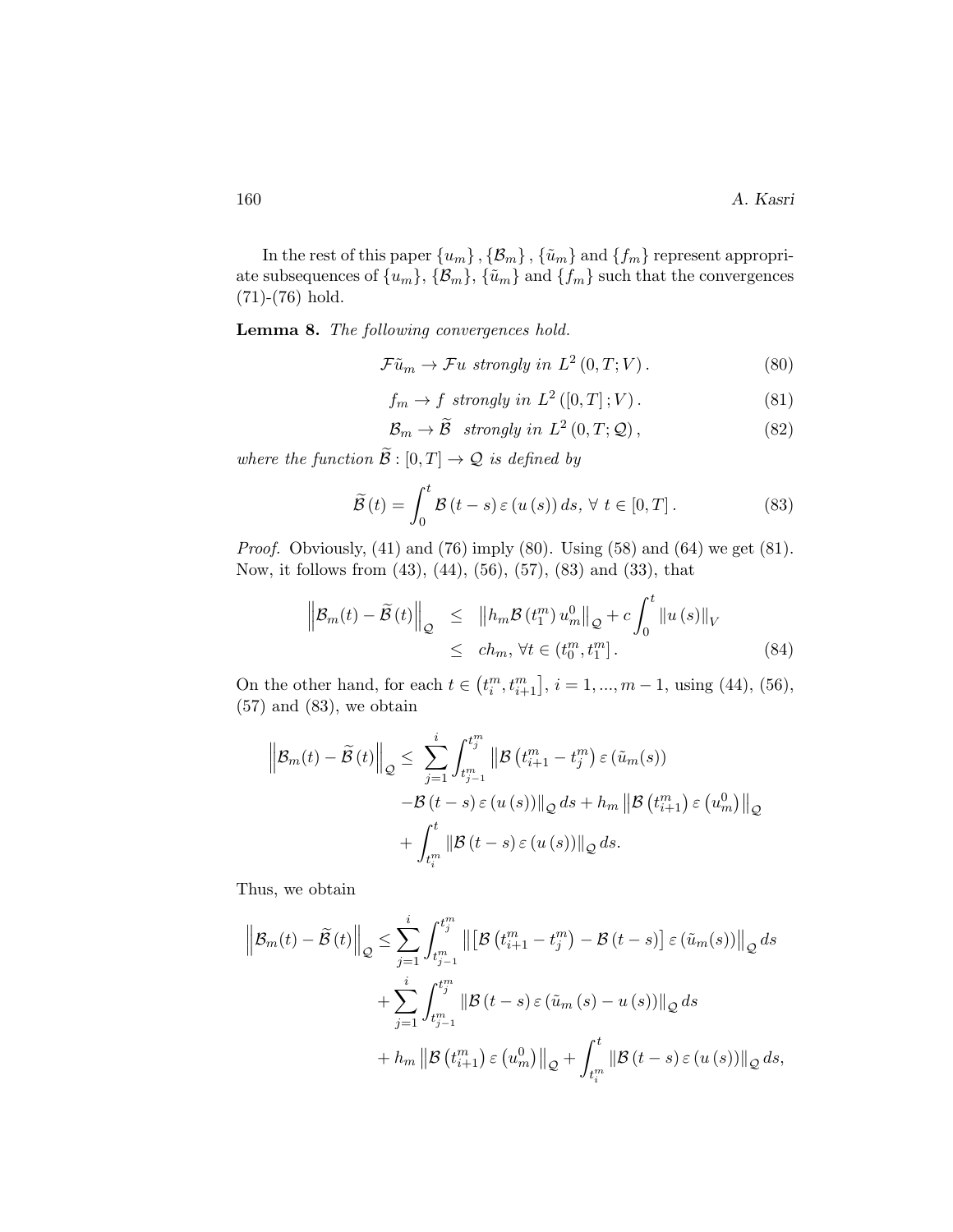In the rest of this paper $\{u_m\}, \{\mathcal{B}_m\}, \{\tilde{u}_m\}$ and $\{f_m\}$ represent appropriate subsequences of $\{u_m\}$, $\{\mathcal{B}_m\}$, $\{\tilde{u}_m\}$ and $\{f_m\}$ such that the convergences (71)-(76) hold.

**Lemma 8.** *The following convergences hold.*

$$\mathcal{F}\tilde{u}_m \to \mathcal{F}u \text{ strongly in } L^2(0,T;V). \tag{80}$$

$$f_m \to f \text{ strongly in } L^2([0,T];V). \tag{81}$$

$$\mathcal{B}_m \to \widetilde{\mathcal{B}} \text{ strongly in } L^2(0,T;\mathcal{Q}), \tag{82}$$

*where the function* $\widetilde{\mathcal{B}} : [0,T] \to \mathcal{Q}$ *is defined by*

$$\widetilde{\mathcal{B}}(t) = \int_0^t \mathcal{B}(t-s)\,\varepsilon(u(s))\,ds,\ \forall\ t \in [0,T]. \tag{83}$$

*Proof.* Obviously, (41) and (76) imply (80). Using (58) and (64) we get (81). Now, it follows from (43), (44), (56), (57), (83) and (33), that

$$\begin{aligned}\left\|\mathcal{B}_m(t) - \widetilde{\mathcal{B}}(t)\right\|_{\mathcal{Q}} &\leq \left\|h_m \mathcal{B}(t_1^m)\,u_m^0\right\|_{\mathcal{Q}} + c\int_0^t \|u(s)\|_V \\ &\leq ch_m,\ \forall t \in (t_0^m, t_1^m].\end{aligned} \tag{84}$$

On the other hand, for each $t \in \left(t_i^m, t_{i+1}^m\right]$, $i = 1, ..., m-1$, using (44), (56), (57) and (83), we obtain

$$\begin{aligned}\left\|\mathcal{B}_m(t) - \widetilde{\mathcal{B}}(t)\right\|_{\mathcal{Q}} \leq\ &\sum_{j=1}^{i} \int_{t_{j-1}^m}^{t_j^m} \big\|\mathcal{B}\left(t_{i+1}^m - t_j^m\right)\varepsilon(\tilde{u}_m(s)) \\ &-\mathcal{B}(t-s)\,\varepsilon(u(s))\big\|_{\mathcal{Q}}\,ds + h_m\left\|\mathcal{B}\left(t_{i+1}^m\right)\varepsilon\left(u_m^0\right)\right\|_{\mathcal{Q}} \\ &+ \int_{t_i^m}^t \|\mathcal{B}(t-s)\,\varepsilon(u(s))\|_{\mathcal{Q}}\,ds.\end{aligned}$$

Thus, we obtain

$$\begin{aligned}\left\|\mathcal{B}_m(t) - \widetilde{\mathcal{B}}(t)\right\|_{\mathcal{Q}} \leq &\sum_{j=1}^{i} \int_{t_{j-1}^m}^{t_j^m} \left\|\left[\mathcal{B}\left(t_{i+1}^m - t_j^m\right) - \mathcal{B}(t-s)\right]\varepsilon(\tilde{u}_m(s))\right\|_{\mathcal{Q}}\,ds \\ &+ \sum_{j=1}^{i} \int_{t_{j-1}^m}^{t_j^m} \|\mathcal{B}(t-s)\,\varepsilon(\tilde{u}_m(s) - u(s))\|_{\mathcal{Q}}\,ds \\ &+ h_m\left\|\mathcal{B}\left(t_{i+1}^m\right)\varepsilon\left(u_m^0\right)\right\|_{\mathcal{Q}} + \int_{t_i^m}^t \|\mathcal{B}(t-s)\,\varepsilon(u(s))\|_{\mathcal{Q}}\,ds,\end{aligned}$$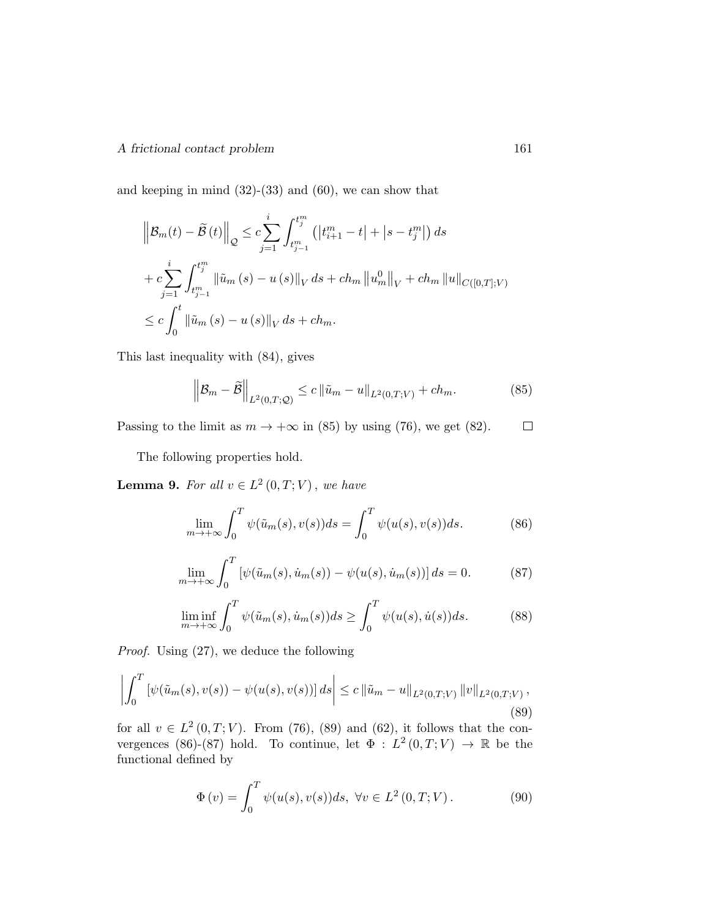and keeping in mind (32)-(33) and (60), we can show that

$$
\begin{aligned}
&\left\|\mathcal{B}_m(t)-\widetilde{\mathcal{B}}(t)\right\|_{\mathcal{Q}} \leq c\sum_{j=1}^{i}\int_{t_{j-1}^m}^{t_j^m}\left(\left|t_{i+1}^m-t\right|+\left|s-t_j^m\right|\right)ds \\
&+c\sum_{j=1}^{i}\int_{t_{j-1}^m}^{t_j^m}\left\|\tilde{u}_m(s)-u(s)\right\|_V ds+ch_m\left\|u_m^0\right\|_V+ch_m\left\|u\right\|_{C([0,T];V)} \\
&\leq c\int_0^t\left\|\tilde{u}_m(s)-u(s)\right\|_V ds+ch_m.
\end{aligned}
$$

This last inequality with (84), gives

$$
\left\|\mathcal{B}_m-\widetilde{\mathcal{B}}\right\|_{L^2(0,T;\mathcal{Q})} \leq c\left\|\tilde{u}_m-u\right\|_{L^2(0,T;V)}+ch_m. \tag{85}
$$

Passing to the limit as $m\to+\infty$ in (85) by using (76), we get (82). $\square$

The following properties hold.

**Lemma 9.** *For all* $v\in L^2(0,T;V)$, *we have*

$$
\lim_{m\to+\infty}\int_0^T\psi(\tilde{u}_m(s),v(s))ds=\int_0^T\psi(u(s),v(s))ds. \tag{86}
$$

$$
\lim_{m\to+\infty}\int_0^T\left[\psi(\tilde{u}_m(s),\dot{u}_m(s))-\psi(u(s),\dot{u}_m(s))\right]ds=0. \tag{87}
$$

$$
\liminf_{m\to+\infty}\int_0^T\psi(\tilde{u}_m(s),\dot{u}_m(s))ds\geq\int_0^T\psi(u(s),\dot{u}(s))ds. \tag{88}
$$

*Proof.* Using (27), we deduce the following

$$
\left|\int_0^T\left[\psi(\tilde{u}_m(s),v(s))-\psi(u(s),v(s))\right]ds\right|\leq c\left\|\tilde{u}_m-u\right\|_{L^2(0,T;V)}\left\|v\right\|_{L^2(0,T;V)}, \tag{89}
$$

for all $v\in L^2(0,T;V)$. From (76), (89) and (62), it follows that the convergences (86)-(87) hold. To continue, let $\Phi:L^2(0,T;V)\to\mathbb{R}$ be the functional defined by

$$
\Phi(v)=\int_0^T\psi(u(s),v(s))ds,\ \forall v\in L^2(0,T;V). \tag{90}
$$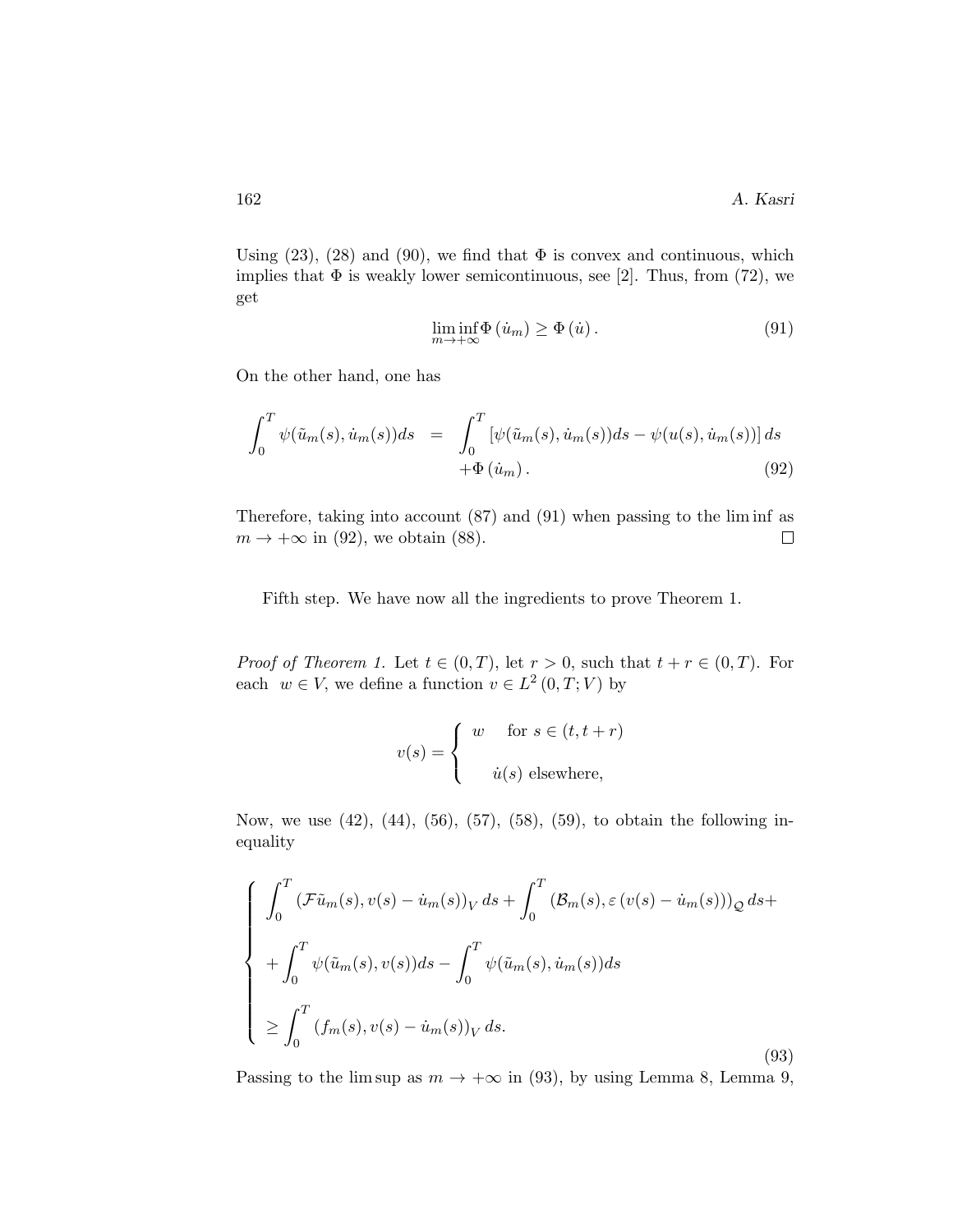Using (23), (28) and (90), we find that $\Phi$ is convex and continuous, which implies that $\Phi$ is weakly lower semicontinuous, see [2]. Thus, from (72), we get

$$\liminf_{m \to +\infty} \Phi\left(\dot{u}_m\right) \geq \Phi\left(\dot{u}\right). \tag{91}$$

On the other hand, one has

$$\begin{aligned} \int_0^T \psi(\tilde{u}_m(s), \dot{u}_m(s))ds &= \int_0^T \left[\psi(\tilde{u}_m(s), \dot{u}_m(s))ds - \psi(u(s), \dot{u}_m(s))\right] ds \\ &\quad + \Phi\left(\dot{u}_m\right). \end{aligned} \tag{92}$$

Therefore, taking into account (87) and (91) when passing to the lim inf as $m \to +\infty$ in (92), we obtain (88). $\square$

Fifth step. We have now all the ingredients to prove Theorem 1.

*Proof of Theorem 1.* Let $t \in (0, T)$, let $r > 0$, such that $t + r \in (0, T)$. For each $w \in V$, we define a function $v \in L^2(0, T; V)$ by

$$v(s) = \begin{cases} w & \text{for } s \in (t, t+r) \\ \dot{u}(s) & \text{elsewhere,} \end{cases}$$

Now, we use (42), (44), (56), (57), (58), (59), to obtain the following inequality

$$\begin{cases} \displaystyle\int_0^T \left(\mathcal{F}\tilde{u}_m(s), v(s) - \dot{u}_m(s)\right)_V ds + \int_0^T \left(\mathcal{B}_m(s), \varepsilon\left(v(s) - \dot{u}_m(s)\right)\right)_{\mathcal{Q}} ds + \\ \displaystyle + \int_0^T \psi(\tilde{u}_m(s), v(s))ds - \int_0^T \psi(\tilde{u}_m(s), \dot{u}_m(s))ds \\ \displaystyle \geq \int_0^T \left(f_m(s), v(s) - \dot{u}_m(s)\right)_V ds. \end{cases} \tag{93}$$

Passing to the lim sup as $m \to +\infty$ in (93), by using Lemma 8, Lemma 9,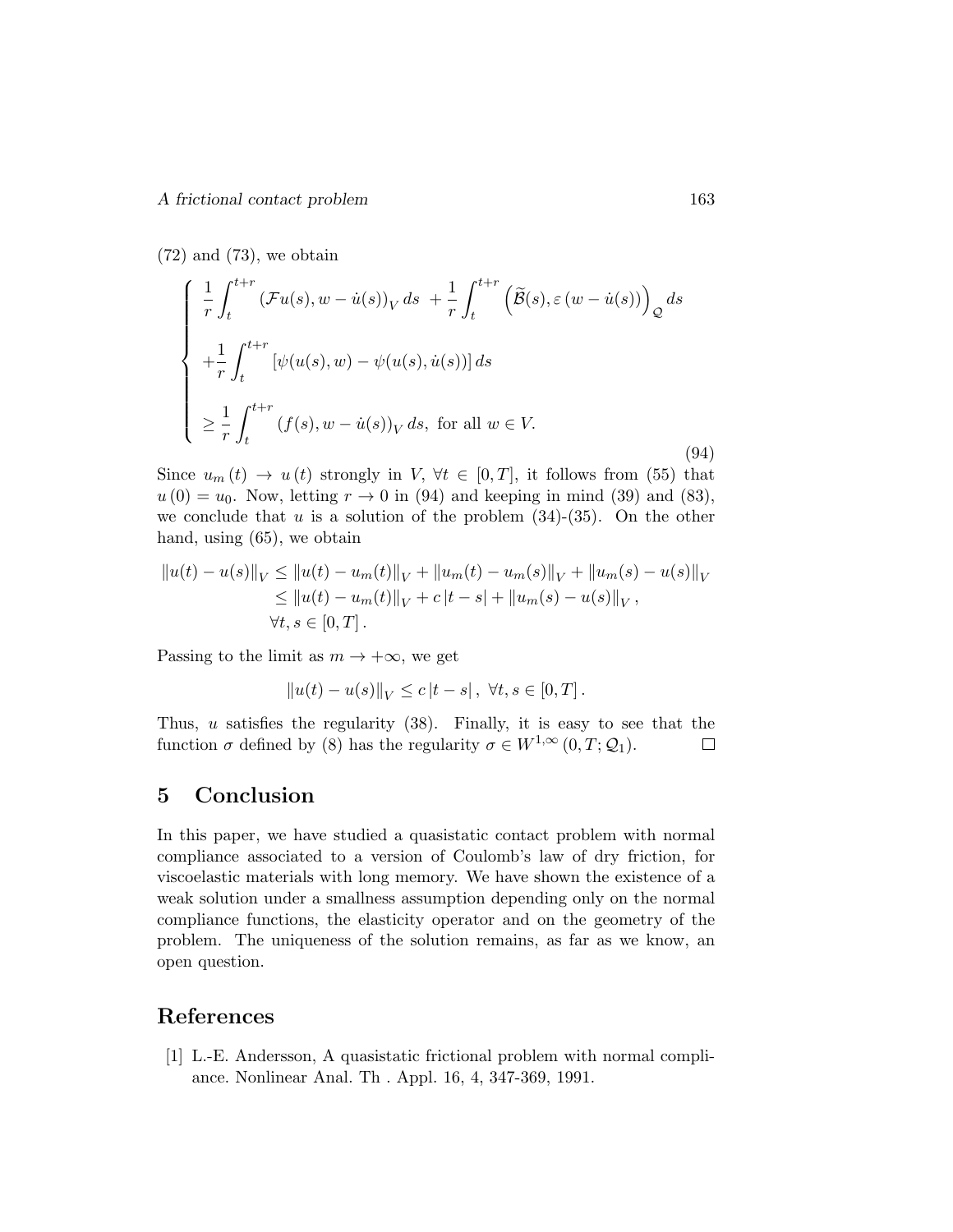(72) and (73), we obtain

$$
\left\{
\begin{array}{l}
\dfrac{1}{r}\displaystyle\int_t^{t+r} (\mathcal{F}u(s), w - \dot{u}(s))_V \, ds \; + \dfrac{1}{r}\displaystyle\int_t^{t+r} \left(\widetilde{\mathcal{B}}(s), \varepsilon\,(w - \dot{u}(s))\right)_{\mathcal{Q}} ds \\[2ex]
+\dfrac{1}{r}\displaystyle\int_t^{t+r} \left[\psi(u(s), w) - \psi(u(s), \dot{u}(s))\right] ds \\[2ex]
\geq \dfrac{1}{r}\displaystyle\int_t^{t+r} (f(s), w - \dot{u}(s))_V \, ds, \text{ for all } w \in V.
\end{array}
\right.
\tag{94}
$$

Since $u_m(t) \to u(t)$ strongly in $V$, $\forall t \in [0, T]$, it follows from (55) that $u(0) = u_0$. Now, letting $r \to 0$ in (94) and keeping in mind (39) and (83), we conclude that $u$ is a solution of the problem (34)-(35). On the other hand, using (65), we obtain

$$
\begin{aligned}
\|u(t) - u(s)\|_V &\leq \|u(t) - u_m(t)\|_V + \|u_m(t) - u_m(s)\|_V + \|u_m(s) - u(s)\|_V \\
&\leq \|u(t) - u_m(t)\|_V + c\,|t - s| + \|u_m(s) - u(s)\|_V \, , \\
&\forall t, s \in [0, T] \, .
\end{aligned}
$$

Passing to the limit as $m \to +\infty$, we get

$$
\|u(t) - u(s)\|_V \leq c\,|t - s| \, , \; \forall t, s \in [0, T] \, .
$$

Thus, $u$ satisfies the regularity (38). Finally, it is easy to see that the function $\sigma$ defined by (8) has the regularity $\sigma \in W^{1,\infty}(0, T; \mathcal{Q}_1)$. $\square$

## 5 Conclusion

In this paper, we have studied a quasistatic contact problem with normal compliance associated to a version of Coulomb's law of dry friction, for viscoelastic materials with long memory. We have shown the existence of a weak solution under a smallness assumption depending only on the normal compliance functions, the elasticity operator and on the geometry of the problem. The uniqueness of the solution remains, as far as we know, an open question.

## References

[1] L.-E. Andersson, A quasistatic frictional problem with normal compliance. Nonlinear Anal. Th . Appl. 16, 4, 347-369, 1991.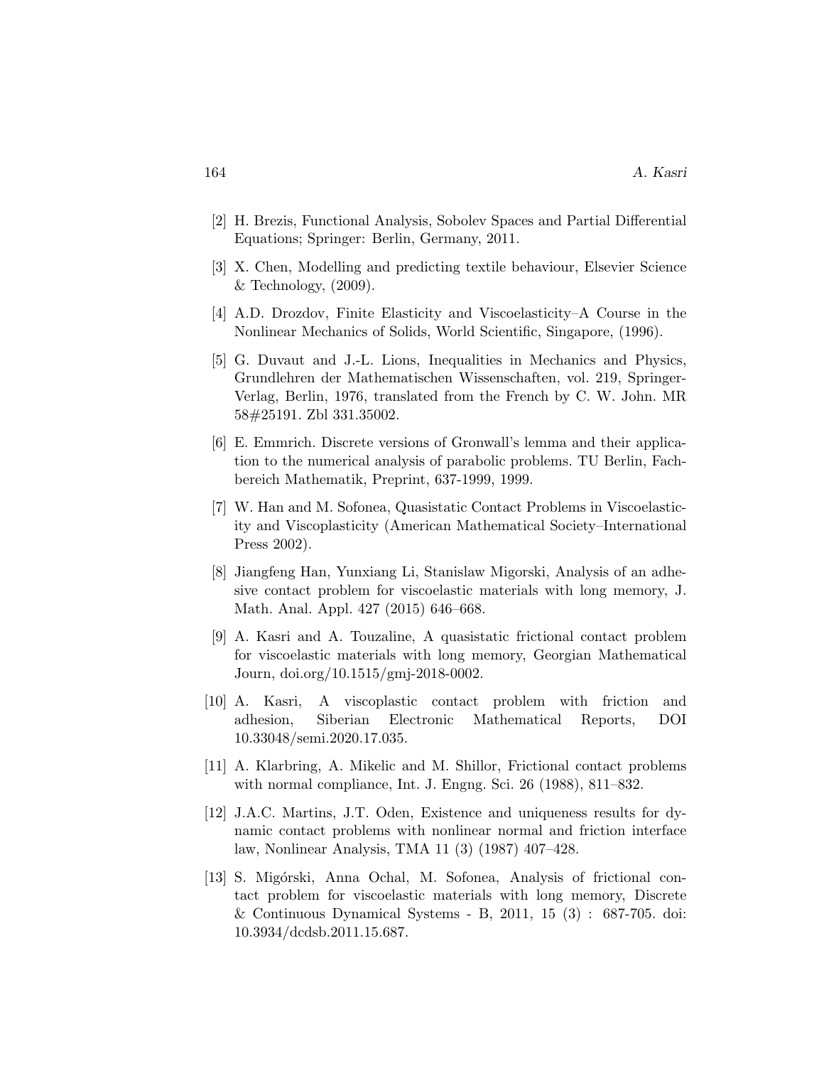[2] H. Brezis, Functional Analysis, Sobolev Spaces and Partial Differential Equations; Springer: Berlin, Germany, 2011.

[3] X. Chen, Modelling and predicting textile behaviour, Elsevier Science & Technology, (2009).

[4] A.D. Drozdov, Finite Elasticity and Viscoelasticity–A Course in the Nonlinear Mechanics of Solids, World Scientific, Singapore, (1996).

[5] G. Duvaut and J.-L. Lions, Inequalities in Mechanics and Physics, Grundlehren der Mathematischen Wissenschaften, vol. 219, Springer-Verlag, Berlin, 1976, translated from the French by C. W. John. MR 58#25191. Zbl 331.35002.

[6] E. Emmrich. Discrete versions of Gronwall's lemma and their application to the numerical analysis of parabolic problems. TU Berlin, Fachbereich Mathematik, Preprint, 637-1999, 1999.

[7] W. Han and M. Sofonea, Quasistatic Contact Problems in Viscoelasticity and Viscoplasticity (American Mathematical Society–International Press 2002).

[8] Jiangfeng Han, Yunxiang Li, Stanislaw Migorski, Analysis of an adhesive contact problem for viscoelastic materials with long memory, J. Math. Anal. Appl. 427 (2015) 646–668.

[9] A. Kasri and A. Touzaline, A quasistatic frictional contact problem for viscoelastic materials with long memory, Georgian Mathematical Journ, doi.org/10.1515/gmj-2018-0002.

[10] A. Kasri, A viscoplastic contact problem with friction and adhesion, Siberian Electronic Mathematical Reports, DOI 10.33048/semi.2020.17.035.

[11] A. Klarbring, A. Mikelic and M. Shillor, Frictional contact problems with normal compliance, Int. J. Engng. Sci. 26 (1988), 811–832.

[12] J.A.C. Martins, J.T. Oden, Existence and uniqueness results for dynamic contact problems with nonlinear normal and friction interface law, Nonlinear Analysis, TMA 11 (3) (1987) 407–428.

[13] S. Migórski, Anna Ochal, M. Sofonea, Analysis of frictional contact problem for viscoelastic materials with long memory, Discrete & Continuous Dynamical Systems - B, 2011, 15 (3) : 687-705. doi: 10.3934/dcdsb.2011.15.687.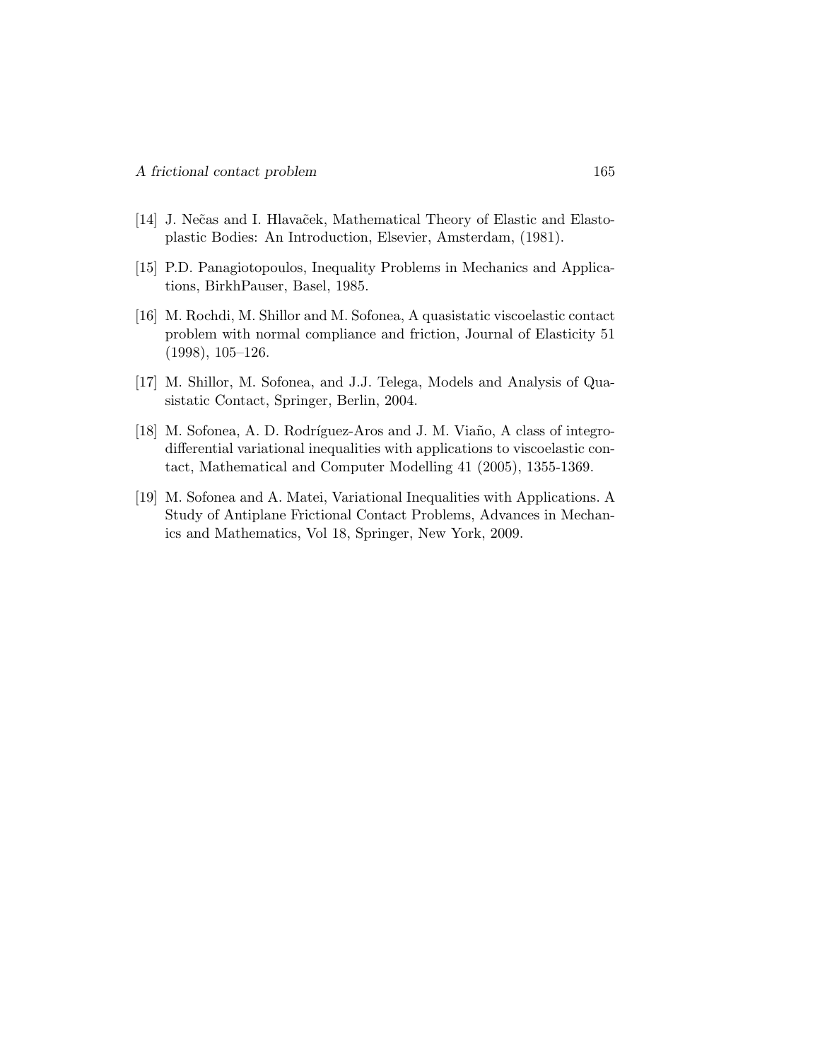[14] J. Nečas and I. Hlavaček, Mathematical Theory of Elastic and Elastoplastic Bodies: An Introduction, Elsevier, Amsterdam, (1981).

[15] P.D. Panagiotopoulos, Inequality Problems in Mechanics and Applications, BirkhPauser, Basel, 1985.

[16] M. Rochdi, M. Shillor and M. Sofonea, A quasistatic viscoelastic contact problem with normal compliance and friction, Journal of Elasticity 51 (1998), 105–126.

[17] M. Shillor, M. Sofonea, and J.J. Telega, Models and Analysis of Quasistatic Contact, Springer, Berlin, 2004.

[18] M. Sofonea, A. D. Rodríguez-Aros and J. M. Viaño, A class of integro-differential variational inequalities with applications to viscoelastic contact, Mathematical and Computer Modelling 41 (2005), 1355-1369.

[19] M. Sofonea and A. Matei, Variational Inequalities with Applications. A Study of Antiplane Frictional Contact Problems, Advances in Mechanics and Mathematics, Vol 18, Springer, New York, 2009.